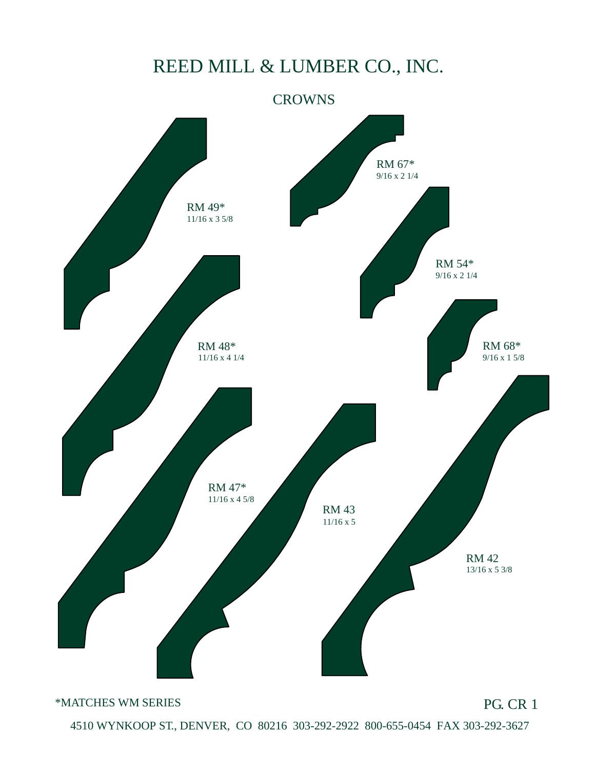# REED MILL & LUMBER CO., INC.

## CROWNS

RM 67*
9/16 x 2 1/4

RM 49*
11/16 x 3 5/8

RM 54*
9/16 x 2 1/4

RM 68*
9/16 x 1 5/8

RM 48*
11/16 x 4 1/4

RM 47*
11/16 x 4 5/8

RM 43
11/16 x 5

RM 42
13/16 x 5 3/8

*MATCHES WM SERIES

4510 WYNKOOP ST., DENVER, CO 80216 303-292-2922 800-655-0454 FAX 303-292-3627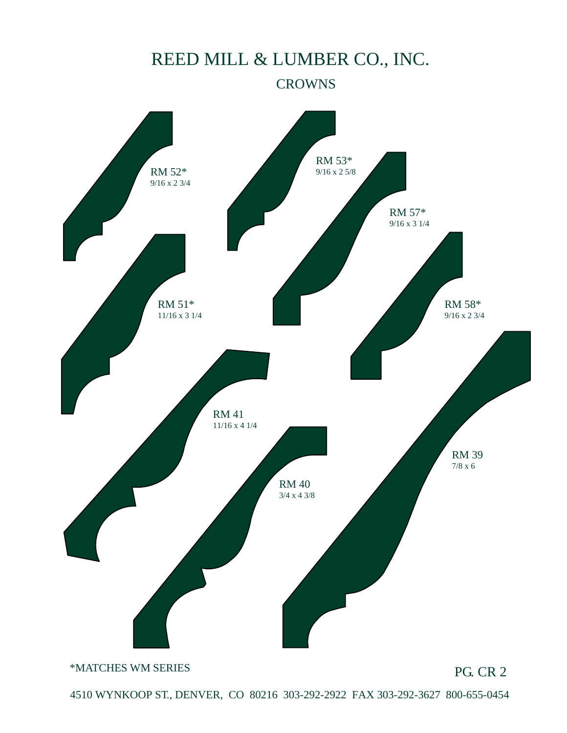# REED MILL & LUMBER CO., INC.

## CROWNS

RM 52*
9/16 x 2 3/4

RM 53*
9/16 x 2 5/8

RM 57*
9/16 x 3 1/4

RM 51*
11/16 x 3 1/4

RM 58*
9/16 x 2 3/4

RM 41
11/16 x 4 1/4

RM 40
3/4 x 4 3/8

RM 39
7/8 x 6

*MATCHES WM SERIES

PG. CR 2

4510 WYNKOOP ST., DENVER, CO 80216 303-292-2922 FAX 303-292-3627 800-655-0454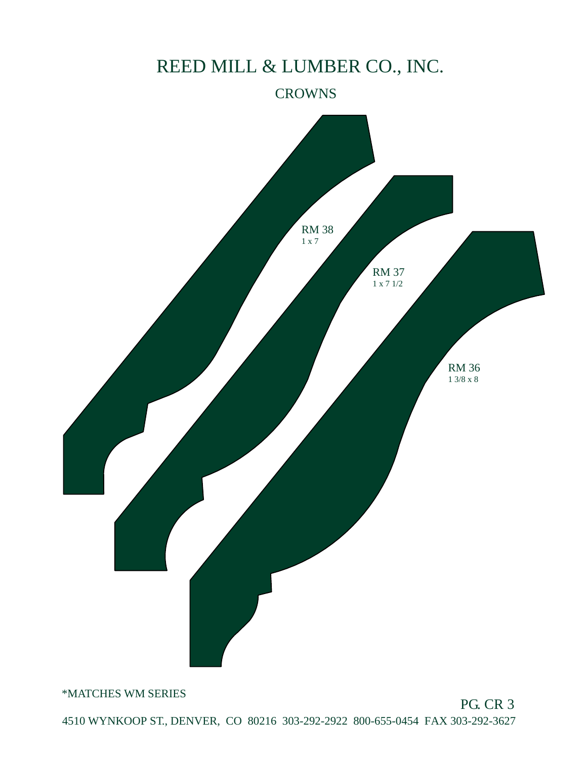# REED MILL & LUMBER CO., INC.

## CROWNS

RM 38
1 x 7

RM 37
1 x 7 1/2

RM 36
1 3/8 x 8

*MATCHES WM SERIES

4510 WYNKOOP ST., DENVER, CO 80216 303-292-2922 800-655-0454 FAX 303-292-3627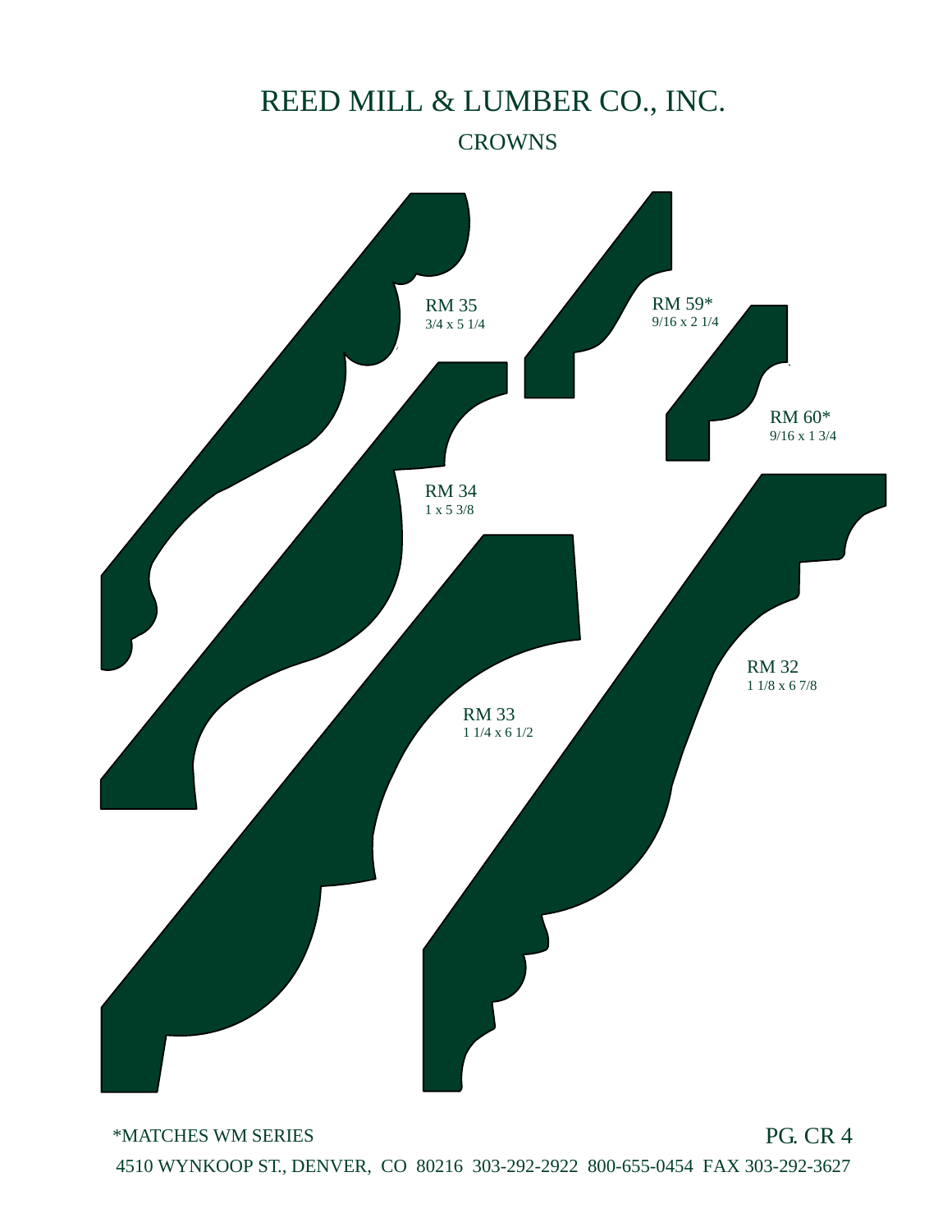# REED MILL & LUMBER CO., INC.

## CROWNS

RM 35
3/4 x 5 1/4

RM 59*
9/16 x 2 1/4

RM 60*
9/16 x 1 3/4

RM 34
1 x 5 3/8

RM 33
1 1/4 x 6 1/2

RM 32
1 1/8 x 6 7/8

*MATCHES WM SERIES

PG. CR 4

4510 WYNKOOP ST., DENVER, CO 80216 303-292-2922 800-655-0454 FAX 303-292-3627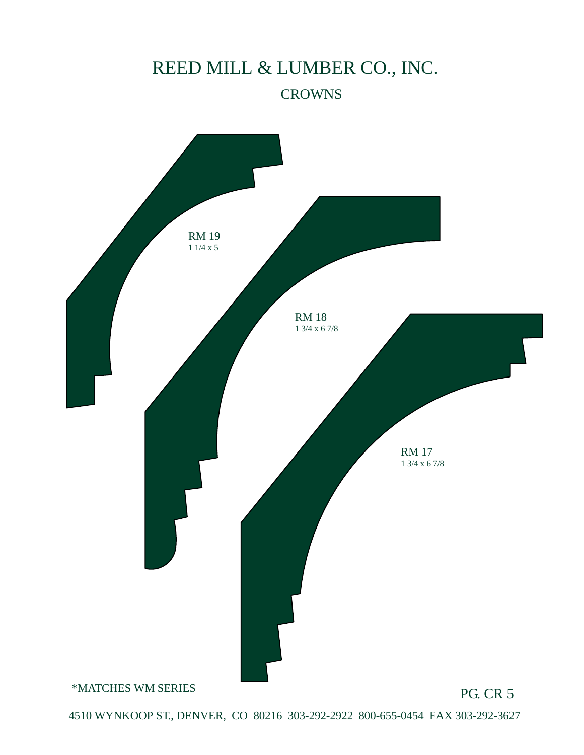# REED MILL & LUMBER CO., INC.

## CROWNS

RM 19
1 1/4 x 5

RM 18
1 3/4 x 6 7/8

RM 17
1 3/4 x 6 7/8

*MATCHES WM SERIES

4510 WYNKOOP ST., DENVER, CO 80216 303-292-2922 800-655-0454 FAX 303-292-3627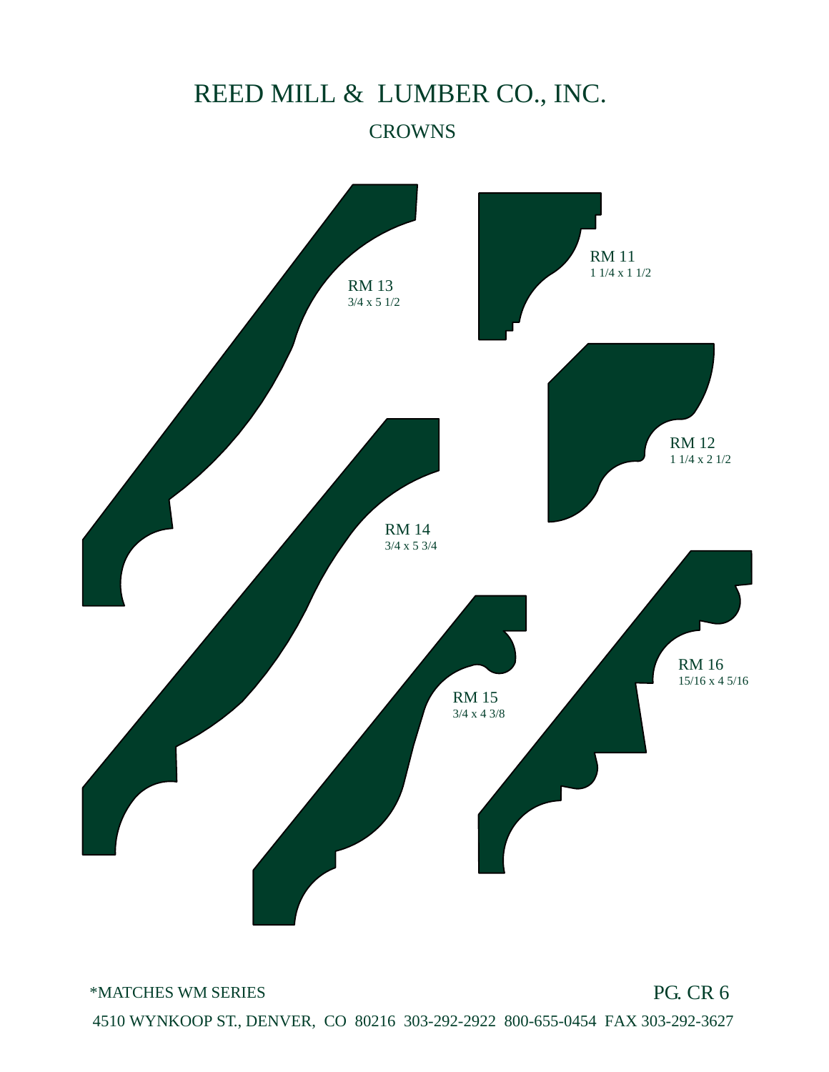# REED MILL & LUMBER CO., INC.

## CROWNS

RM 13
3/4 x 5 1/2

RM 11
1 1/4 x 1 1/2

RM 12
1 1/4 x 2 1/2

RM 14
3/4 x 5 3/4

RM 15
3/4 x 4 3/8

RM 16
15/16 x 4 5/16

*MATCHES WM SERIES

4510 WYNKOOP ST., DENVER, CO 80216 303-292-2922 800-655-0454 FAX 303-292-3627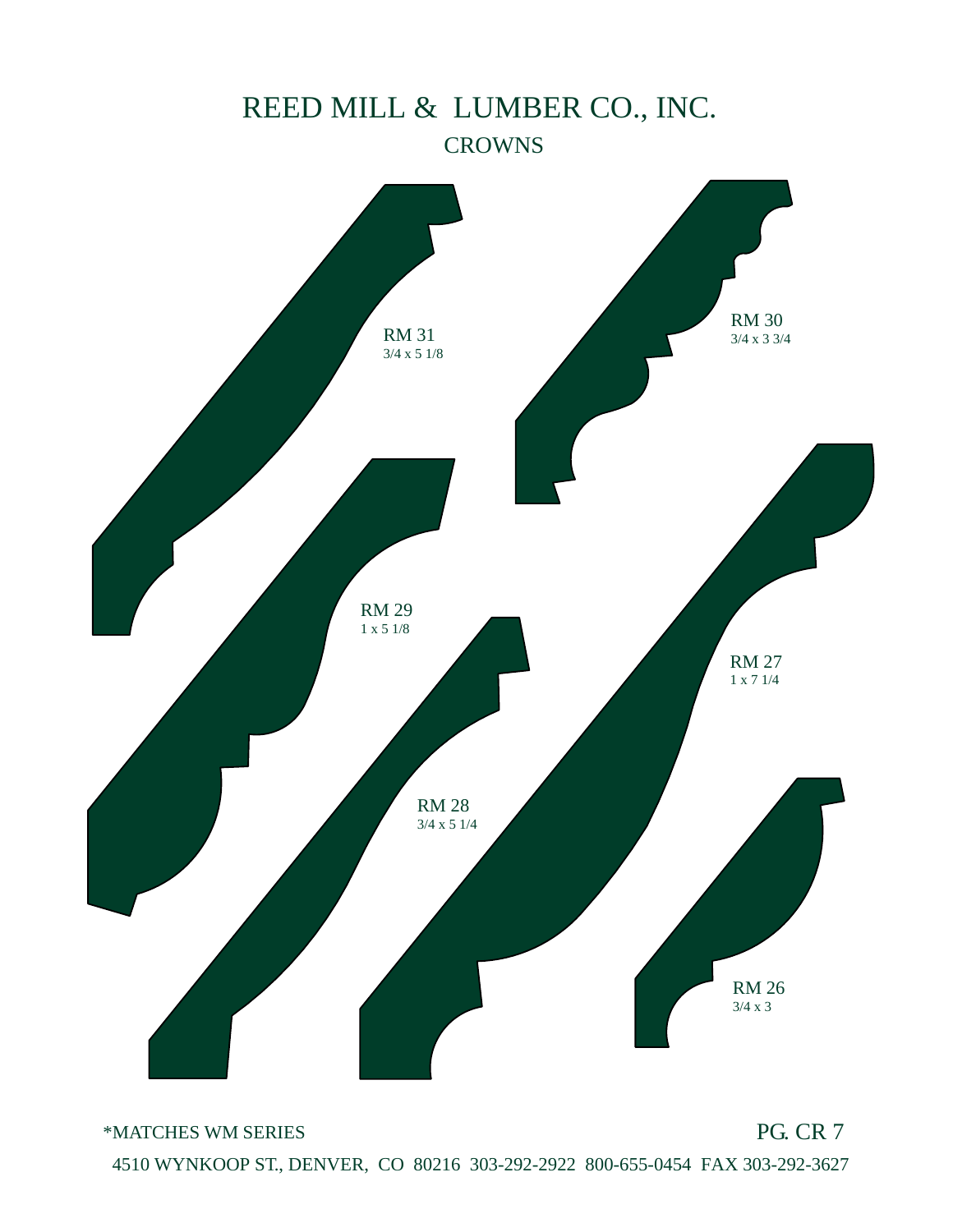# REED MILL & LUMBER CO., INC.

## CROWNS

RM 31
3/4 x 5 1/8

RM 30
3/4 x 3 3/4

RM 29
1 x 5 1/8

RM 27
1 x 7 1/4

RM 28
3/4 x 5 1/4

RM 26
3/4 x 3

*MATCHES WM SERIES

PG. CR 7

4510 WYNKOOP ST., DENVER, CO 80216 303-292-2922 800-655-0454 FAX 303-292-3627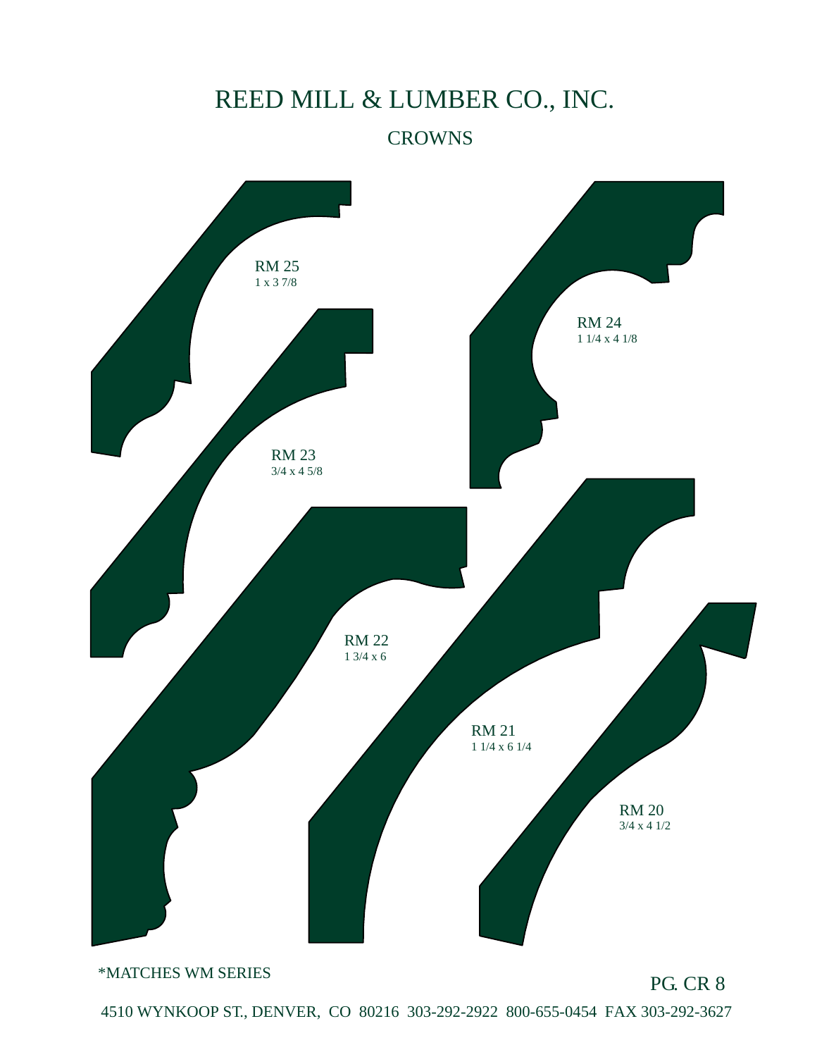# REED MILL & LUMBER CO., INC.

## CROWNS

RM 25
1 x 3 7/8

RM 24
1 1/4 x 4 1/8

RM 23
3/4 x 4 5/8

RM 22
1 3/4 x 6

RM 21
1 1/4 x 6 1/4

RM 20
3/4 x 4 1/2

*MATCHES WM SERIES

4510 WYNKOOP ST., DENVER, CO 80216 303-292-2922 800-655-0454 FAX 303-292-3627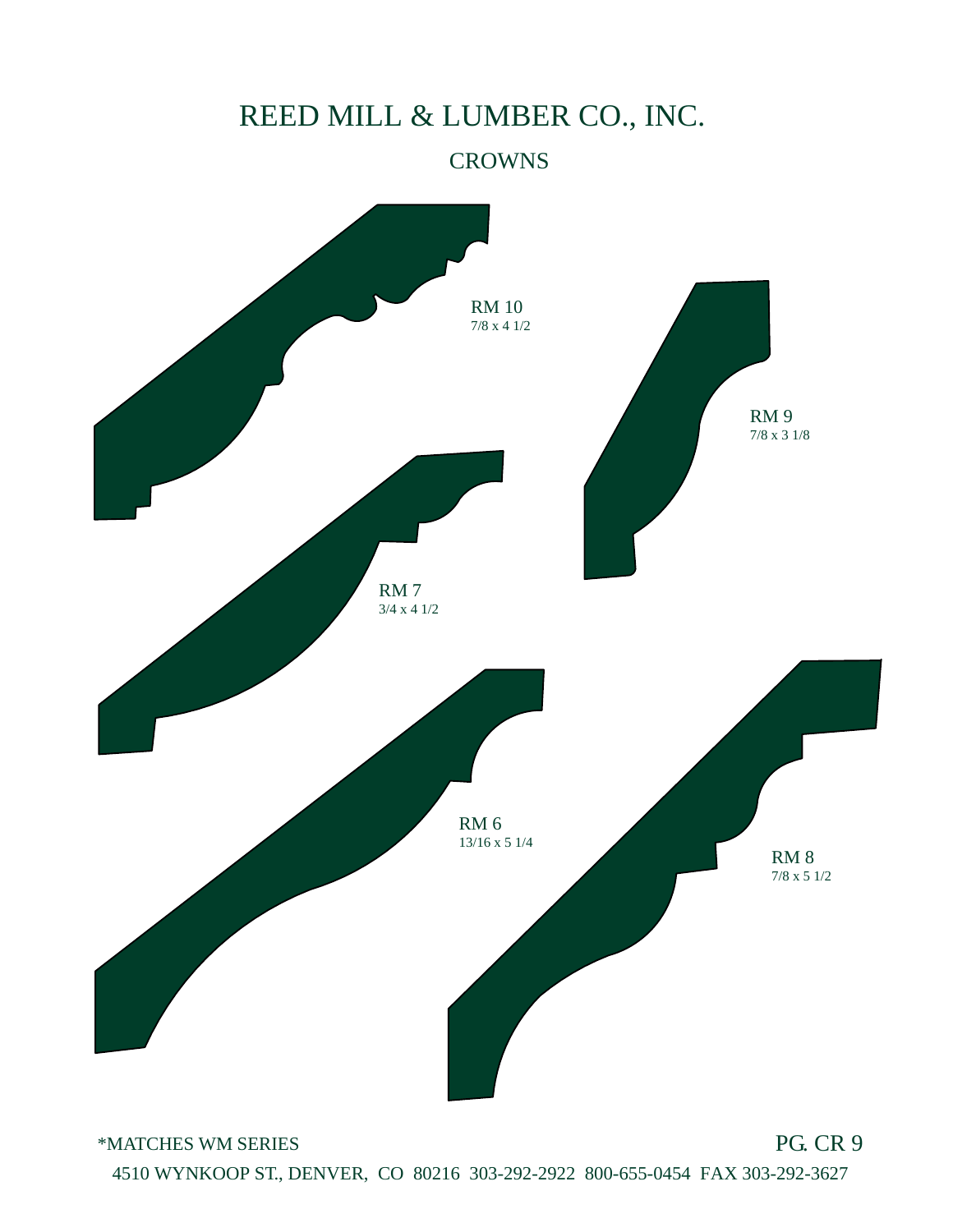# REED MILL & LUMBER CO., INC.

## CROWNS

RM 10
7/8 x 4 1/2

RM 9
7/8 x 3 1/8

RM 7
3/4 x 4 1/2

RM 6
13/16 x 5 1/4

RM 8
7/8 x 5 1/2

*MATCHES WM SERIES

4510 WYNKOOP ST., DENVER, CO 80216 303-292-2922 800-655-0454 FAX 303-292-3627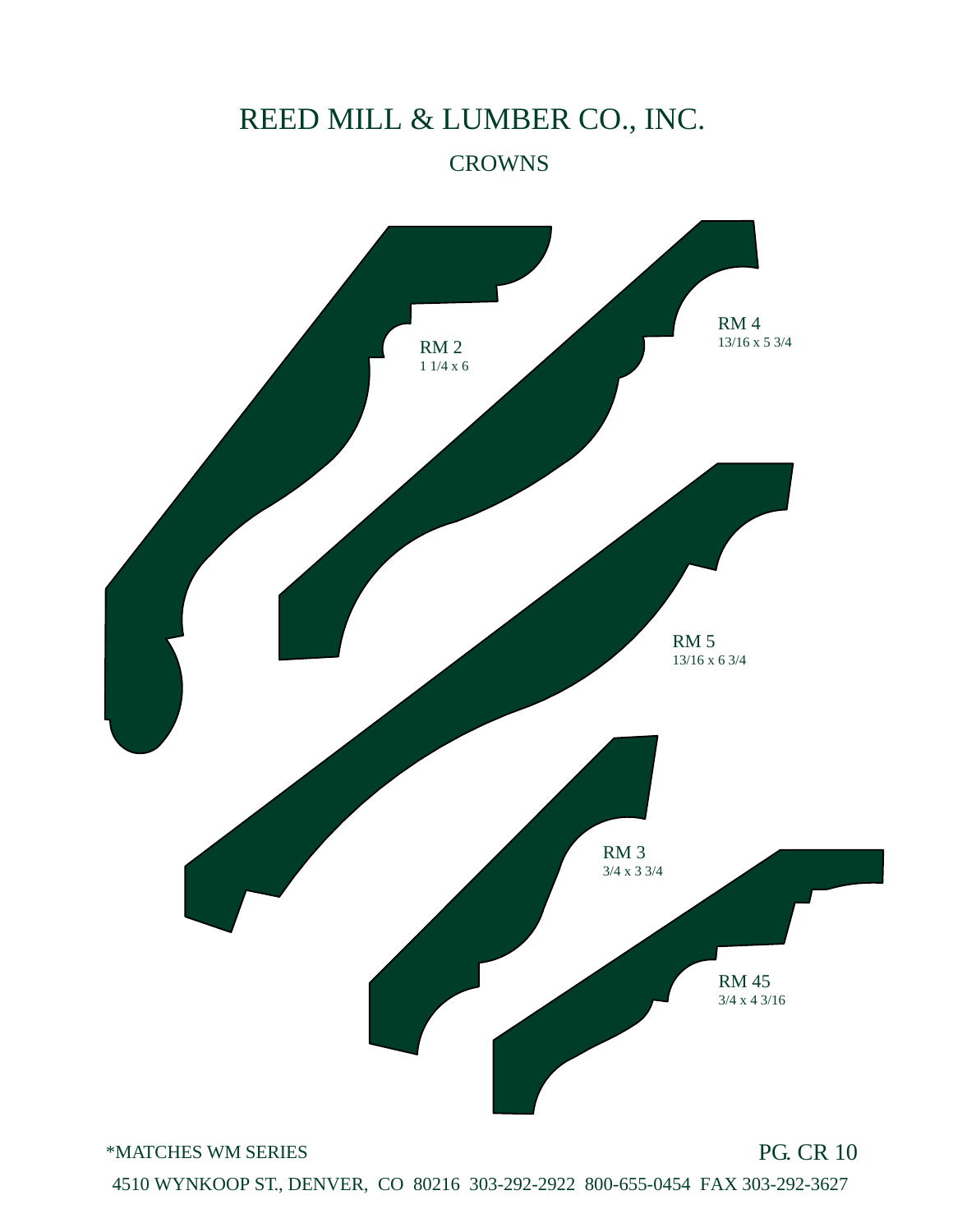# REED MILL & LUMBER CO., INC.

## CROWNS

RM 2
1 1/4 x 6

RM 4
13/16 x 5 3/4

RM 5
13/16 x 6 3/4

RM 3
3/4 x 3 3/4

RM 45
3/4 x 4 3/16

*MATCHES WM SERIES

4510 WYNKOOP ST., DENVER, CO 80216 303-292-2922 800-655-0454 FAX 303-292-3627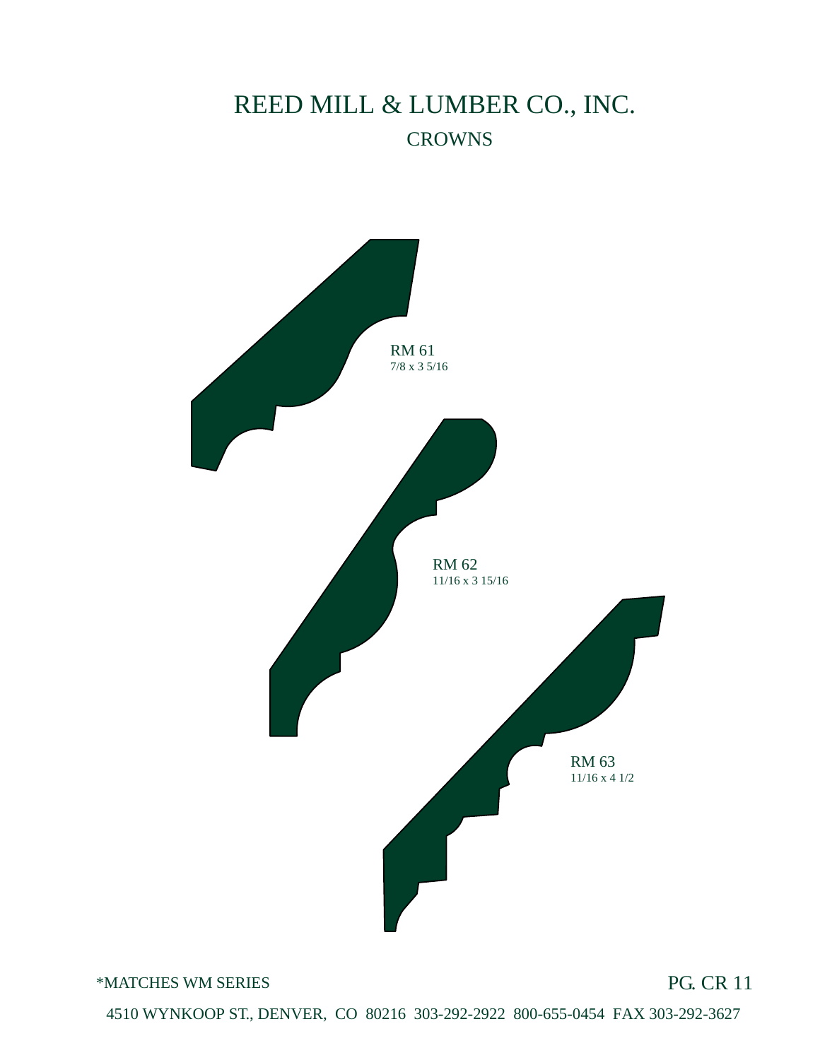# REED MILL & LUMBER CO., INC.

## CROWNS

RM 61
7/8 x 3 5/16

RM 62
11/16 x 3 15/16

RM 63
11/16 x 4 1/2

*MATCHES WM SERIES

PG. CR 11

4510 WYNKOOP ST., DENVER, CO 80216 303-292-2922 800-655-0454 FAX 303-292-3627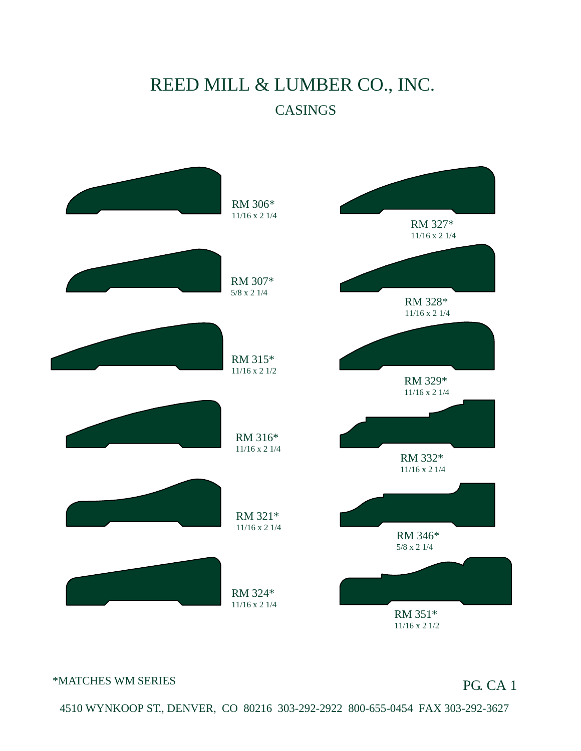# REED MILL & LUMBER CO., INC.

## CASINGS

RM 306*
11/16 x 2 1/4

RM 327*
11/16 x 2 1/4

RM 307*
5/8 x 2 1/4

RM 328*
11/16 x 2 1/4

RM 315*
11/16 x 2 1/2

RM 329*
11/16 x 2 1/4

RM 316*
11/16 x 2 1/4

RM 332*
11/16 x 2 1/4

RM 321*
11/16 x 2 1/4

RM 346*
5/8 x 2 1/4

RM 324*
11/16 x 2 1/4

RM 351*
11/16 x 2 1/2

*MATCHES WM SERIES

PG. CA 1

4510 WYNKOOP ST., DENVER, CO 80216 303-292-2922 800-655-0454 FAX 303-292-3627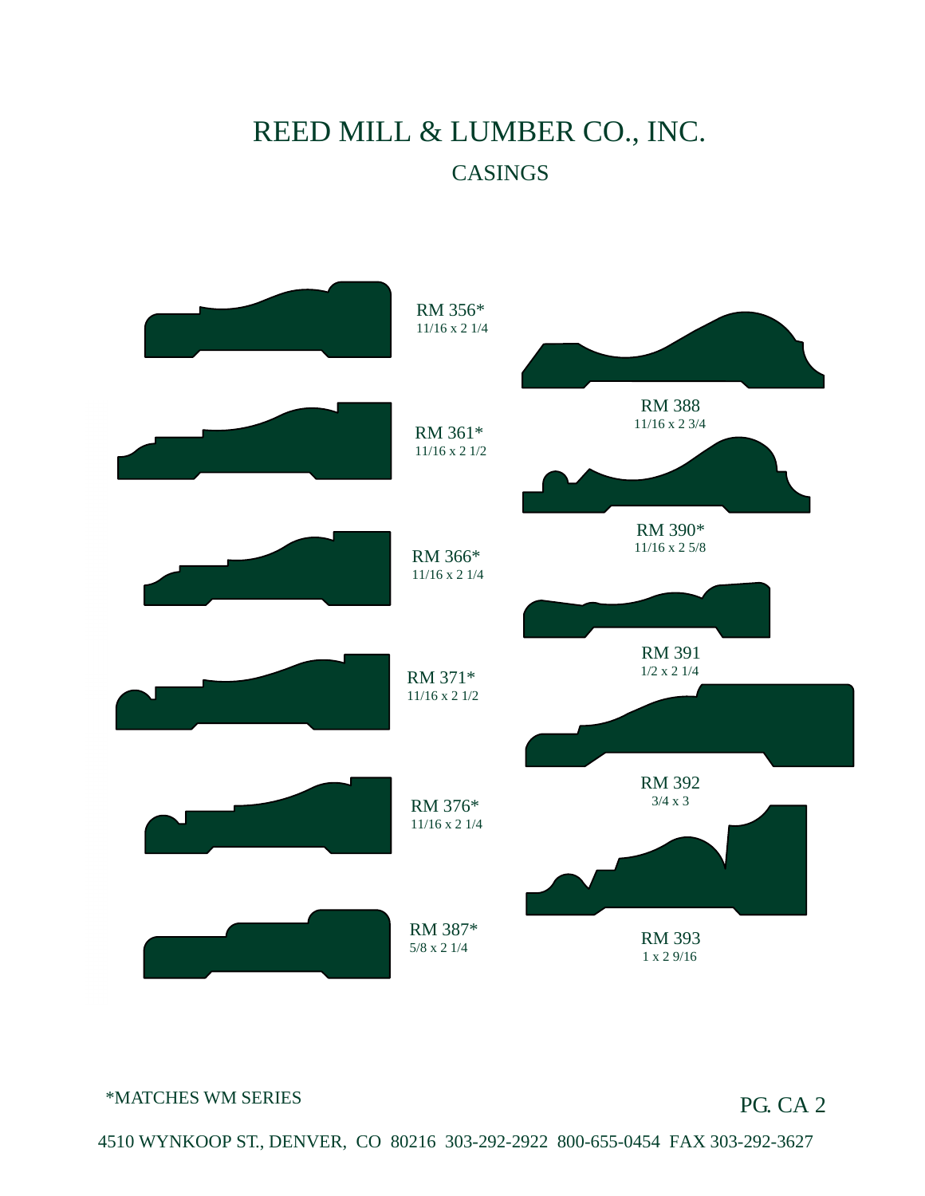# REED MILL & LUMBER CO., INC.

## CASINGS

RM 356*
11/16 x 2 1/4

RM 361*
11/16 x 2 1/2

RM 366*
11/16 x 2 1/4

RM 371*
11/16 x 2 1/2

RM 376*
11/16 x 2 1/4

RM 387*
5/8 x 2 1/4

RM 388
11/16 x 2 3/4

RM 390*
11/16 x 2 5/8

RM 391
1/2 x 2 1/4

RM 392
3/4 x 3

RM 393
1 x 2 9/16

*MATCHES WM SERIES

PG. CA 2

4510 WYNKOOP ST., DENVER, CO 80216 303-292-2922 800-655-0454 FAX 303-292-3627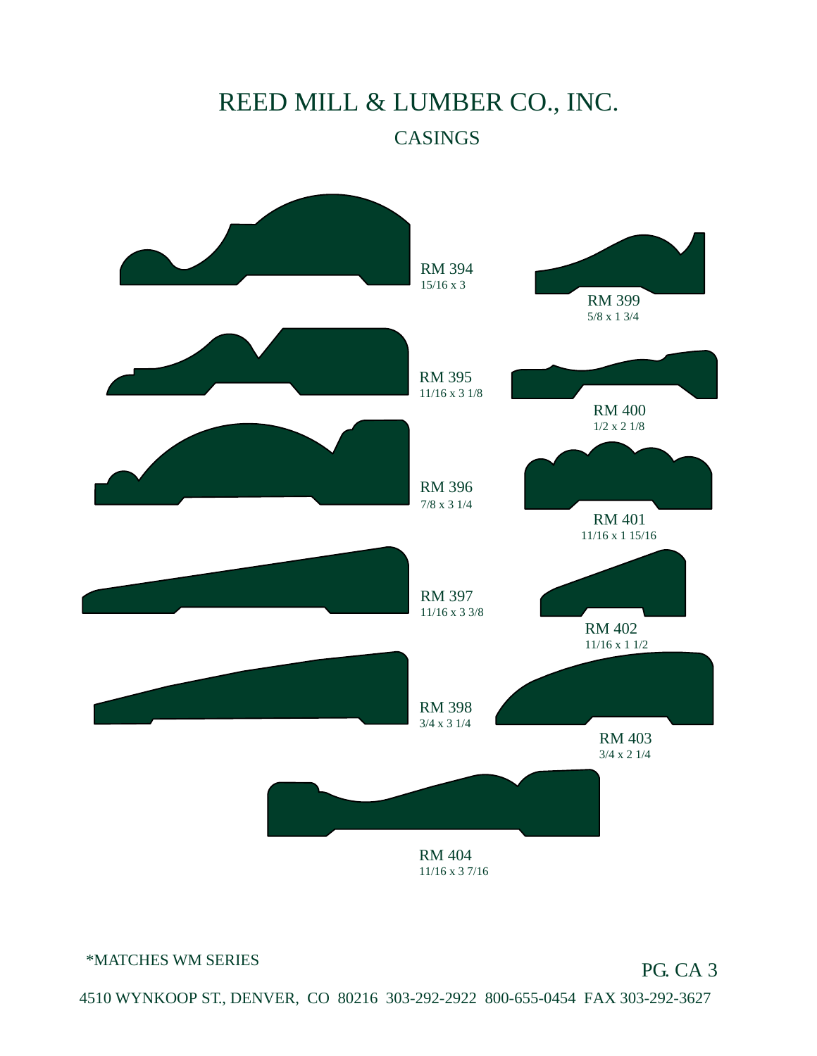# REED MILL & LUMBER CO., INC.

## CASINGS

RM 394
15/16 x 3

RM 399
5/8 x 1 3/4

RM 395
11/16 x 3 1/8

RM 400
1/2 x 2 1/8

RM 396
7/8 x 3 1/4

RM 401
11/16 x 1 15/16

RM 397
11/16 x 3 3/8

RM 402
11/16 x 1 1/2

RM 398
3/4 x 3 1/4

RM 403
3/4 x 2 1/4

RM 404
11/16 x 3 7/16

*MATCHES WM SERIES

PG. CA 3

4510 WYNKOOP ST., DENVER, CO 80216 303-292-2922 800-655-0454 FAX 303-292-3627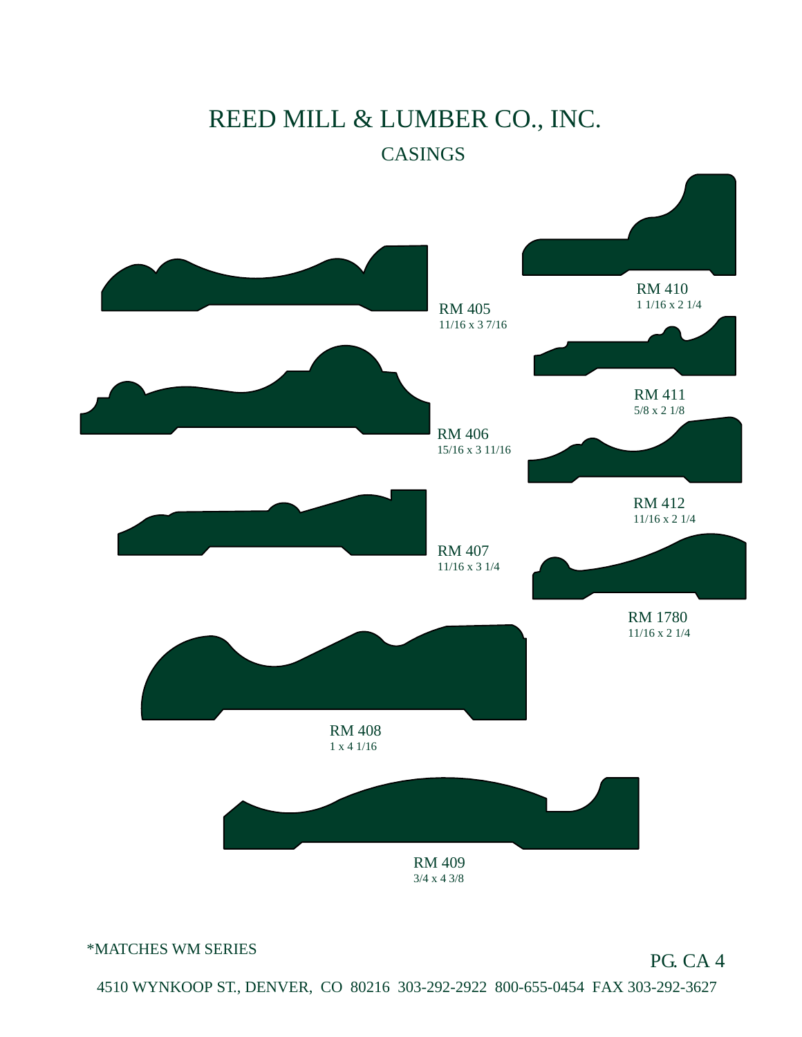# REED MILL & LUMBER CO., INC.

## CASINGS

RM 405
11/16 x 3 7/16

RM 410
1 1/16 x 2 1/4

RM 411
5/8 x 2 1/8

RM 406
15/16 x 3 11/16

RM 412
11/16 x 2 1/4

RM 407
11/16 x 3 1/4

RM 1780
11/16 x 2 1/4

RM 408
1 x 4 1/16

RM 409
3/4 x 4 3/8

*MATCHES WM SERIES

4510 WYNKOOP ST., DENVER, CO 80216 303-292-2922 800-655-0454 FAX 303-292-3627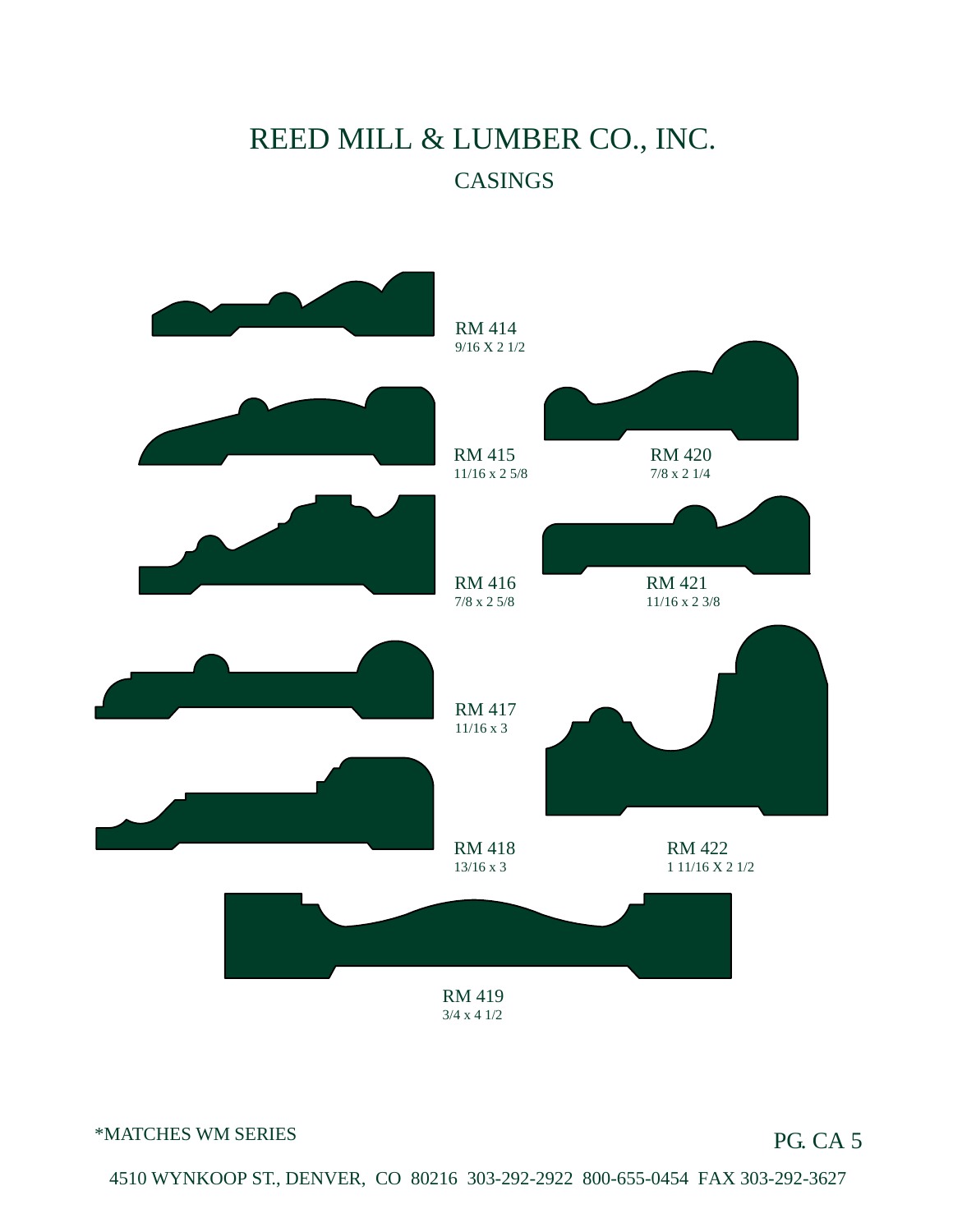# REED MILL & LUMBER CO., INC.

## CASINGS

RM 414
9/16 X 2 1/2

RM 415
11/16 x 2 5/8

RM 420
7/8 x 2 1/4

RM 416
7/8 x 2 5/8

RM 421
11/16 x 2 3/8

RM 417
11/16 x 3

RM 418
13/16 x 3

RM 422
1 11/16 X 2 1/2

RM 419
3/4 x 4 1/2

*MATCHES WM SERIES

4510 WYNKOOP ST., DENVER, CO 80216 303-292-2922 800-655-0454 FAX 303-292-3627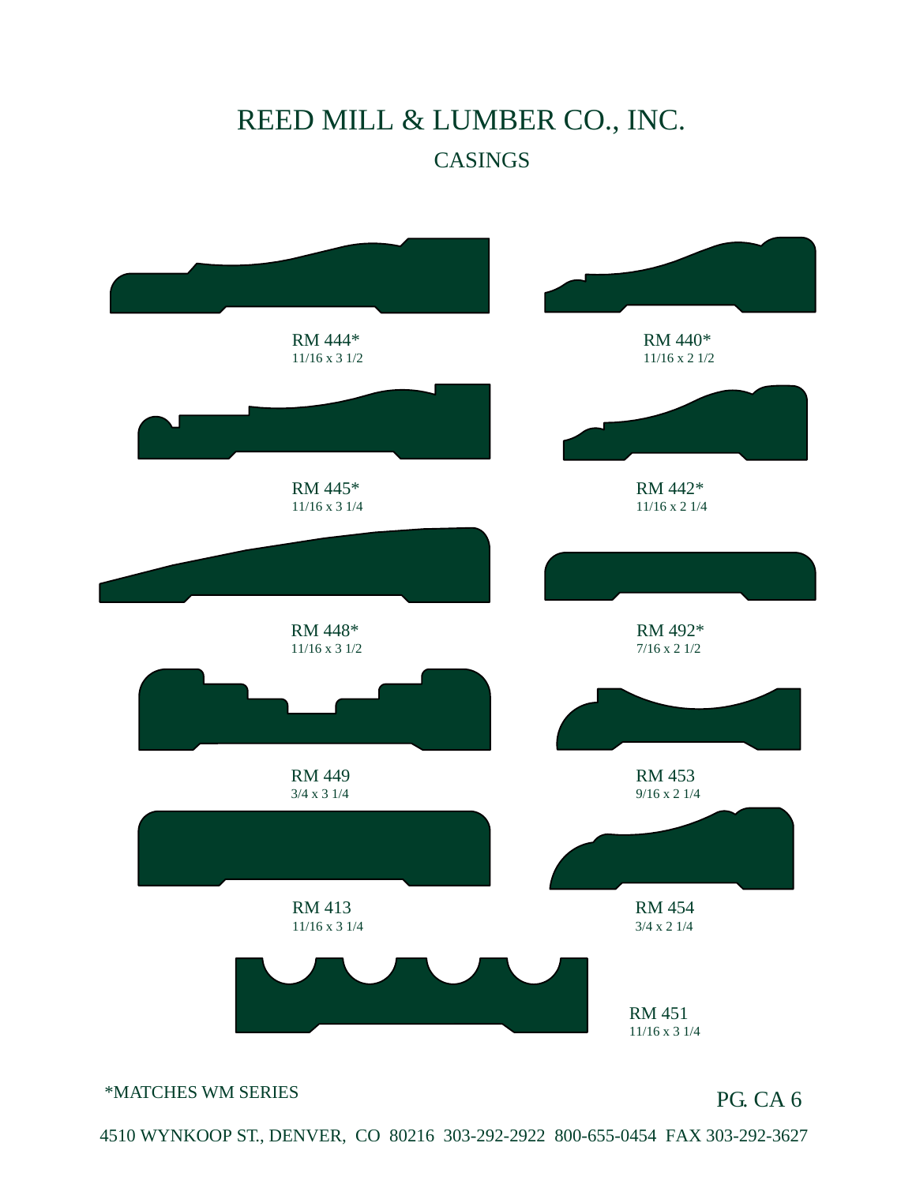# REED MILL & LUMBER CO., INC.

## CASINGS

RM 444*
11/16 x 3 1/2

RM 440*
11/16 x 2 1/2

RM 445*
11/16 x 3 1/4

RM 442*
11/16 x 2 1/4

RM 448*
11/16 x 3 1/2

RM 492*
7/16 x 2 1/2

RM 449
3/4 x 3 1/4

RM 453
9/16 x 2 1/4

RM 413
11/16 x 3 1/4

RM 454
3/4 x 2 1/4

RM 451
11/16 x 3 1/4

*MATCHES WM SERIES

PG. CA 6

4510 WYNKOOP ST., DENVER, CO 80216 303-292-2922 800-655-0454 FAX 303-292-3627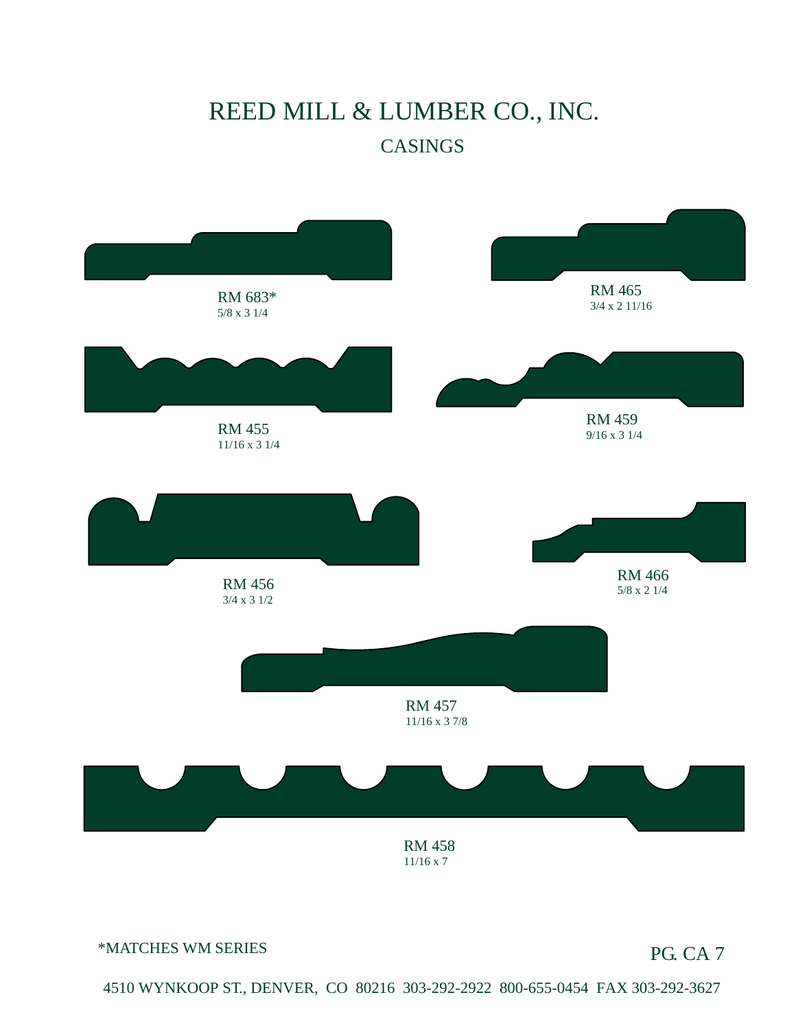# REED MILL & LUMBER CO., INC.

## CASINGS

RM 683*
5/8 x 3 1/4

RM 465
3/4 x 2 11/16

RM 455
11/16 x 3 1/4

RM 459
9/16 x 3 1/4

RM 456
3/4 x 3 1/2

RM 466
5/8 x 2 1/4

RM 457
11/16 x 3 7/8

RM 458
11/16 x 7

*MATCHES WM SERIES

4510 WYNKOOP ST., DENVER, CO 80216 303-292-2922 800-655-0454 FAX 303-292-3627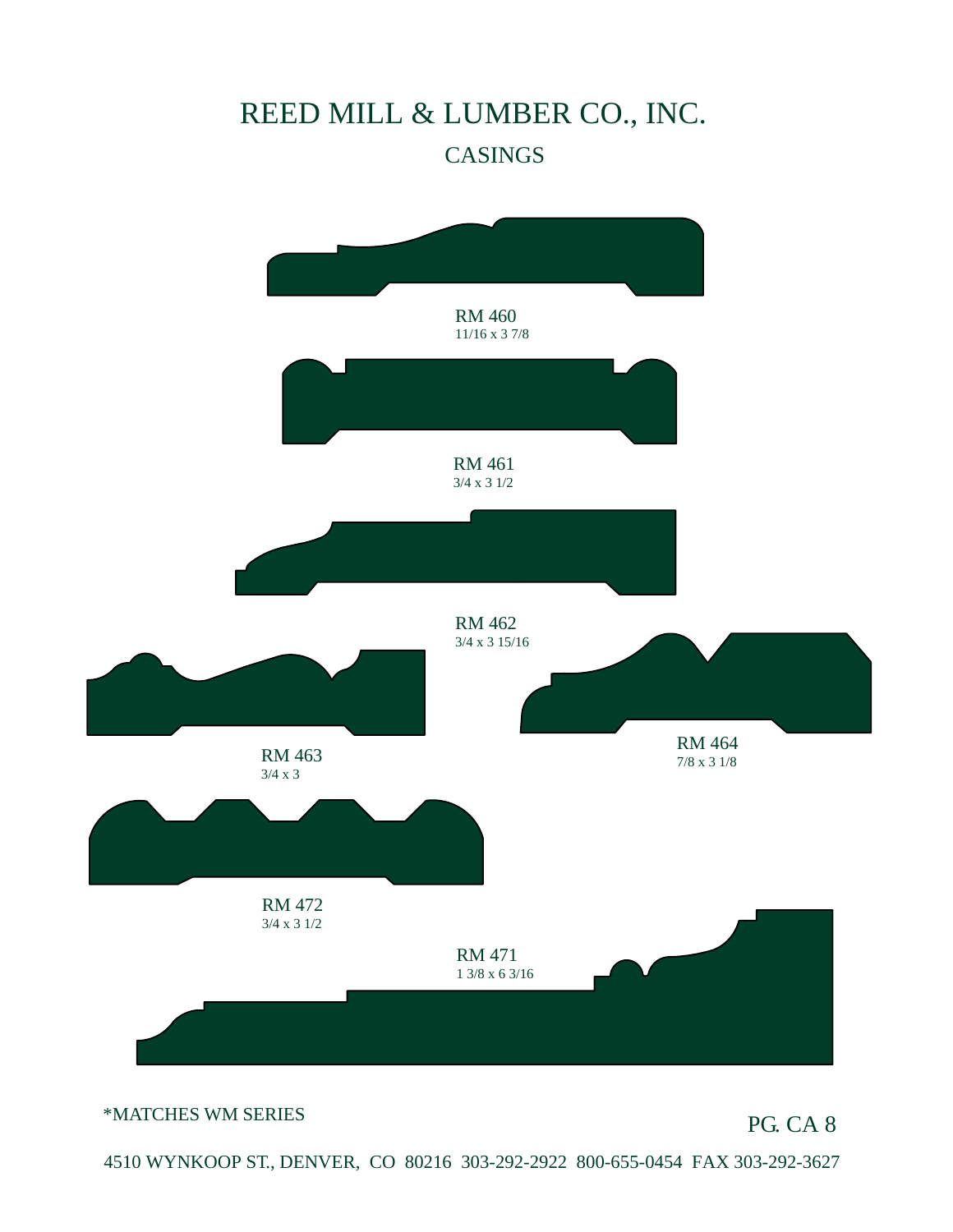# REED MILL & LUMBER CO., INC.

## CASINGS

RM 460
11/16 x 3 7/8

RM 461
3/4 x 3 1/2

RM 462
3/4 x 3 15/16

RM 463
3/4 x 3

RM 464
7/8 x 3 1/8

RM 472
3/4 x 3 1/2

RM 471
1 3/8 x 6 3/16

*MATCHES WM SERIES

4510 WYNKOOP ST., DENVER, CO 80216 303-292-2922 800-655-0454 FAX 303-292-3627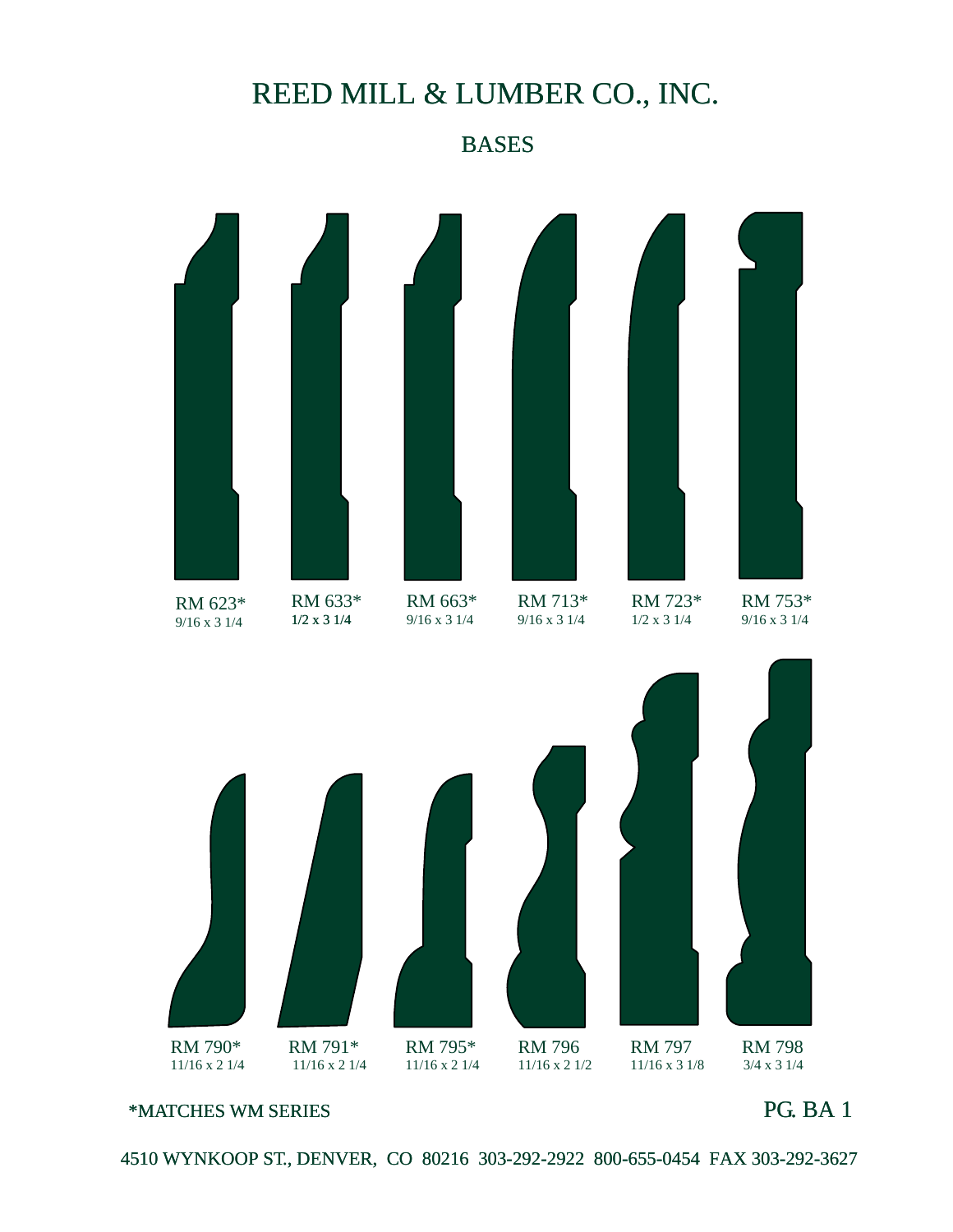# REED MILL & LUMBER CO., INC.

## BASES

RM 623*
9/16 x 3 1/4

RM 633*
1/2 x 3 1/4

RM 663*
9/16 x 3 1/4

RM 713*
9/16 x 3 1/4

RM 723*
1/2 x 3 1/4

RM 753*
9/16 x 3 1/4

RM 790*
11/16 x 2 1/4

RM 791*
11/16 x 2 1/4

RM 795*
11/16 x 2 1/4

RM 796
11/16 x 2 1/2

RM 797
11/16 x 3 1/8

RM 798
3/4 x 3 1/4

*MATCHES WM SERIES

PG. BA 1

4510 WYNKOOP ST., DENVER, CO 80216 303-292-2922 800-655-0454 FAX 303-292-3627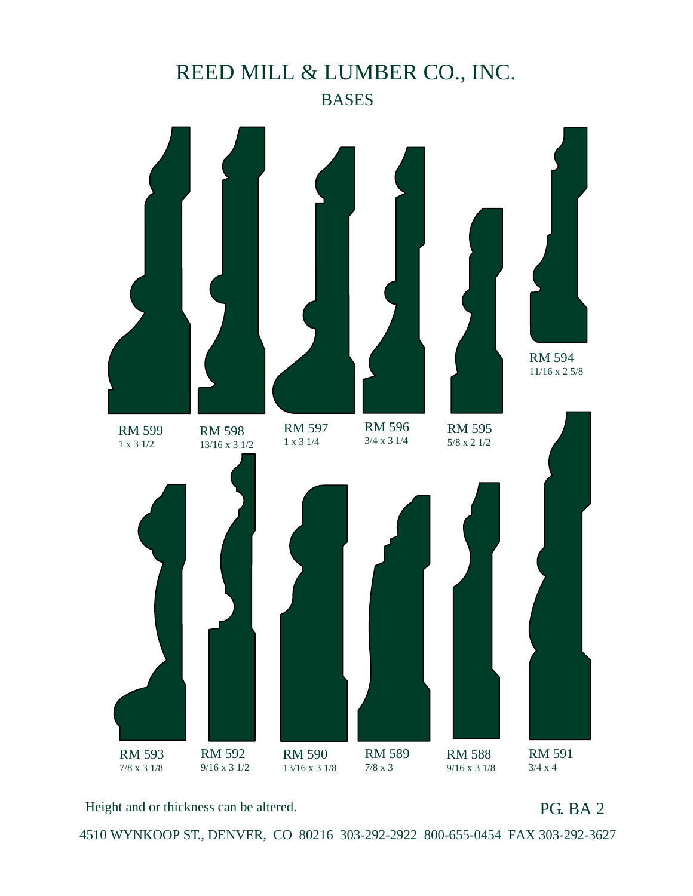# REED MILL & LUMBER CO., INC.

## BASES

RM 599
1 x 3 1/2

RM 598
13/16 x 3 1/2

RM 597
1 x 3 1/4

RM 596
3/4 x 3 1/4

RM 595
5/8 x 2 1/2

RM 594
11/16 x 2 5/8

RM 593
7/8 x 3 1/8

RM 592
9/16 x 3 1/2

RM 590
13/16 x 3 1/8

RM 589
7/8 x 3

RM 588
9/16 x 3 1/8

RM 591
3/4 x 4

Height and or thickness can be altered.

PG. BA 2

4510 WYNKOOP ST., DENVER, CO 80216 303-292-2922 800-655-0454 FAX 303-292-3627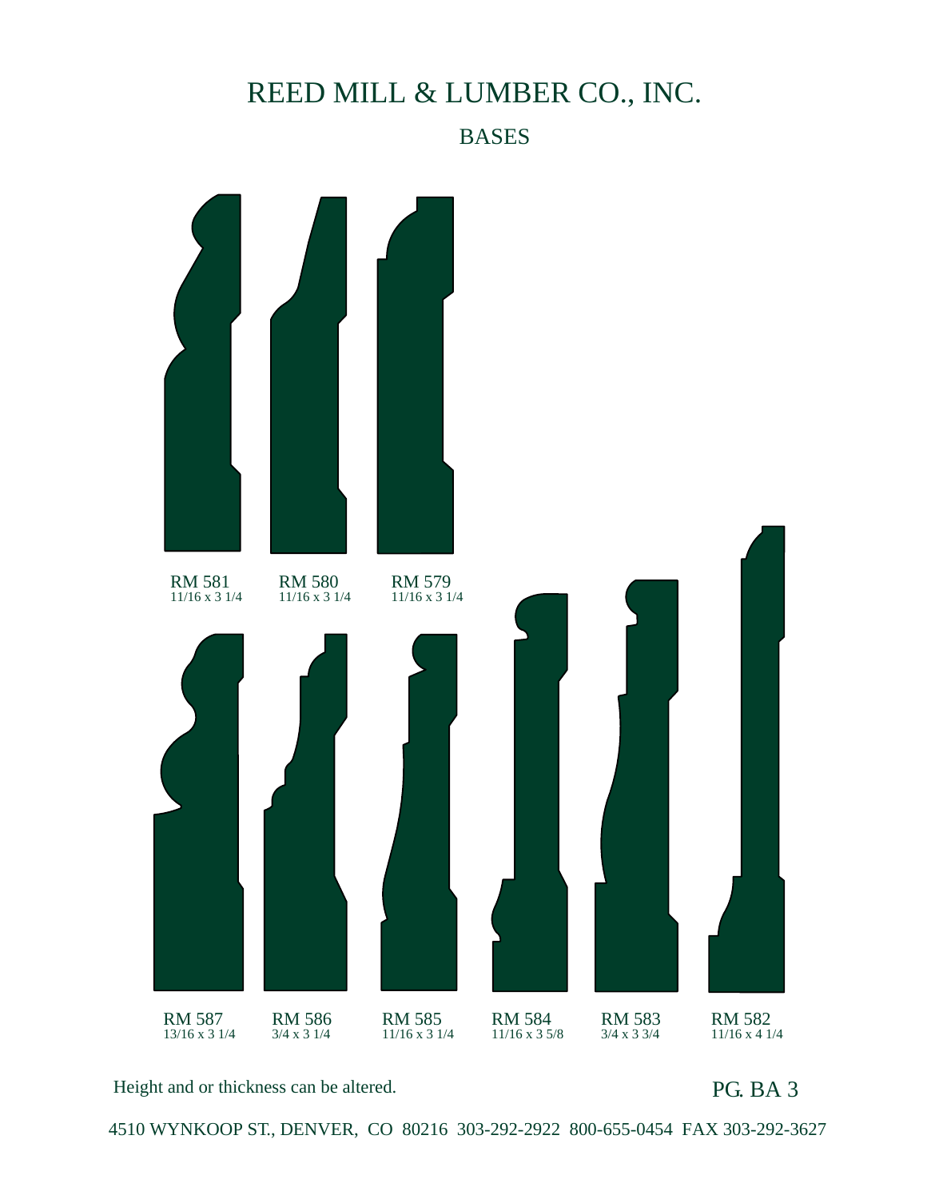# REED MILL & LUMBER CO., INC.

## BASES

RM 581
11/16 x 3 1/4

RM 580
11/16 x 3 1/4

RM 579
11/16 x 3 1/4

RM 587
13/16 x 3 1/4

RM 586
3/4 x 3 1/4

RM 585
11/16 x 3 1/4

RM 584
11/16 x 3 5/8

RM 583
3/4 x 3 3/4

RM 582
11/16 x 4 1/4

Height and or thickness can be altered.

PG. BA 3

4510 WYNKOOP ST., DENVER, CO 80216 303-292-2922 800-655-0454 FAX 303-292-3627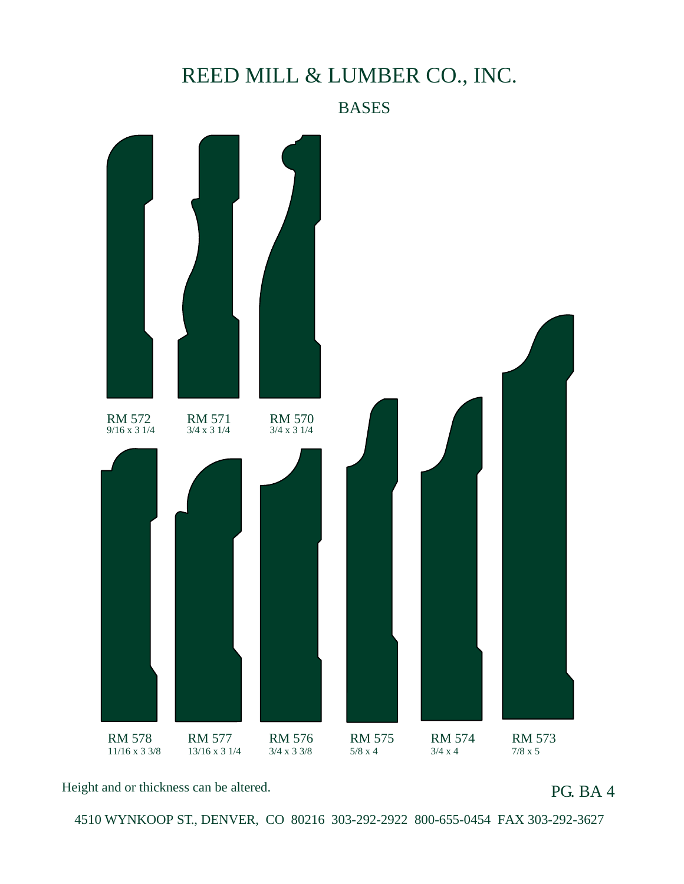# REED MILL & LUMBER CO., INC.

## BASES

RM 572
9/16 x 3 1/4

RM 571
3/4 x 3 1/4

RM 570
3/4 x 3 1/4

RM 578
11/16 x 3 3/8

RM 577
13/16 x 3 1/4

RM 576
3/4 x 3 3/8

RM 575
5/8 x 4

RM 574
3/4 x 4

RM 573
7/8 x 5

Height and or thickness can be altered.

PG. BA 4

4510 WYNKOOP ST., DENVER, CO 80216 303-292-2922 800-655-0454 FAX 303-292-3627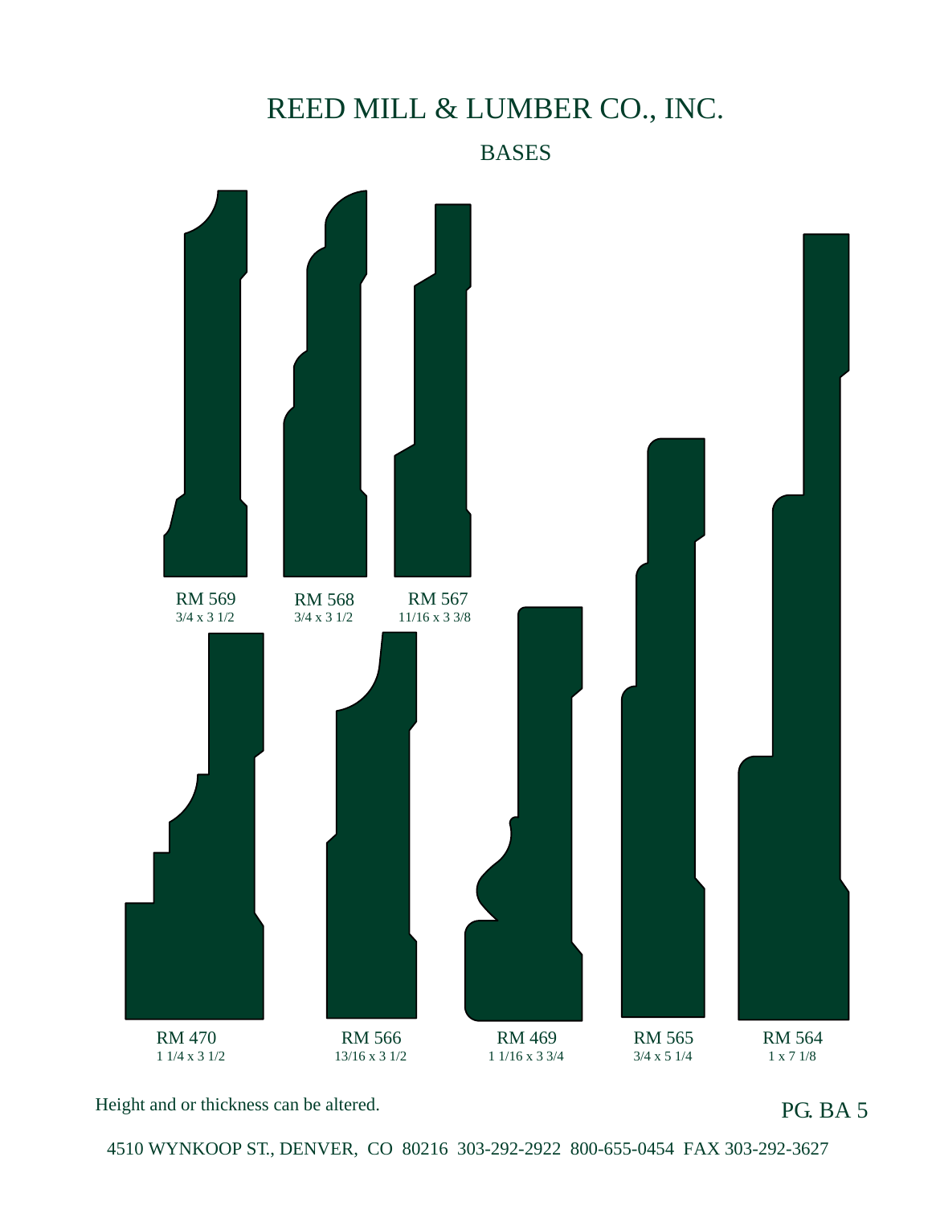# REED MILL & LUMBER CO., INC.

## BASES

RM 569
3/4 x 3 1/2

RM 568
3/4 x 3 1/2

RM 567
11/16 x 3 3/8

RM 470
1 1/4 x 3 1/2

RM 566
13/16 x 3 1/2

RM 469
1 1/16 x 3 3/4

RM 565
3/4 x 5 1/4

RM 564
1 x 7 1/8

Height and or thickness can be altered.

PG. BA 5

4510 WYNKOOP ST., DENVER, CO 80216 303-292-2922 800-655-0454 FAX 303-292-3627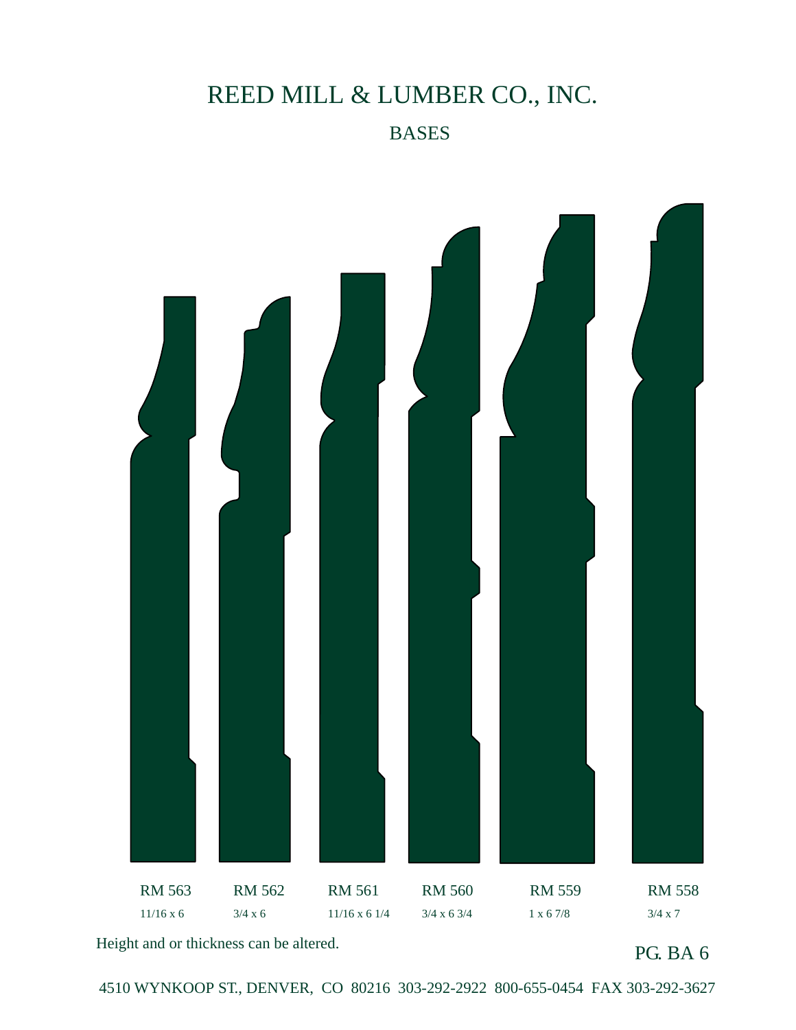# REED MILL & LUMBER CO., INC.

## BASES

| RM 563 | RM 562 | RM 561 | RM 560 | RM 559 | RM 558 |
|---|---|---|---|---|---|
| 11/16 x 6 | 3/4 x 6 | 11/16 x 6 1/4 | 3/4 x 6 3/4 | 1 x 6 7/8 | 3/4 x 7 |

Height and or thickness can be altered.

PG. BA 6

4510 WYNKOOP ST., DENVER, CO 80216 303-292-2922 800-655-0454 FAX 303-292-3627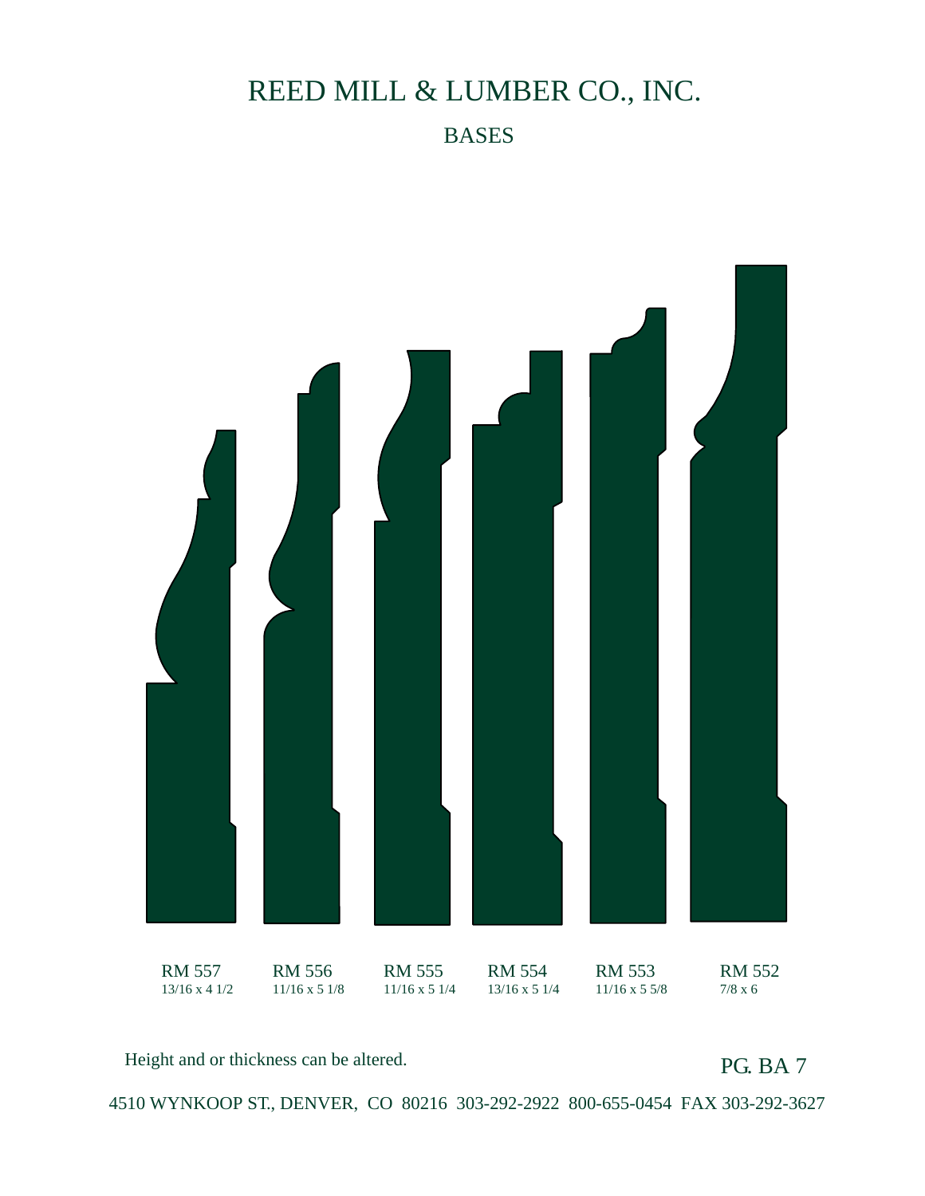# REED MILL & LUMBER CO., INC.

## BASES

| RM 557 | RM 556 | RM 555 | RM 554 | RM 553 | RM 552 |
|---|---|---|---|---|---|
| 13/16 x 4 1/2 | 11/16 x 5 1/8 | 11/16 x 5 1/4 | 13/16 x 5 1/4 | 11/16 x 5 5/8 | 7/8 x 6 |

Height and or thickness can be altered.

PG. BA 7

4510 WYNKOOP ST., DENVER, CO 80216 303-292-2922 800-655-0454 FAX 303-292-3627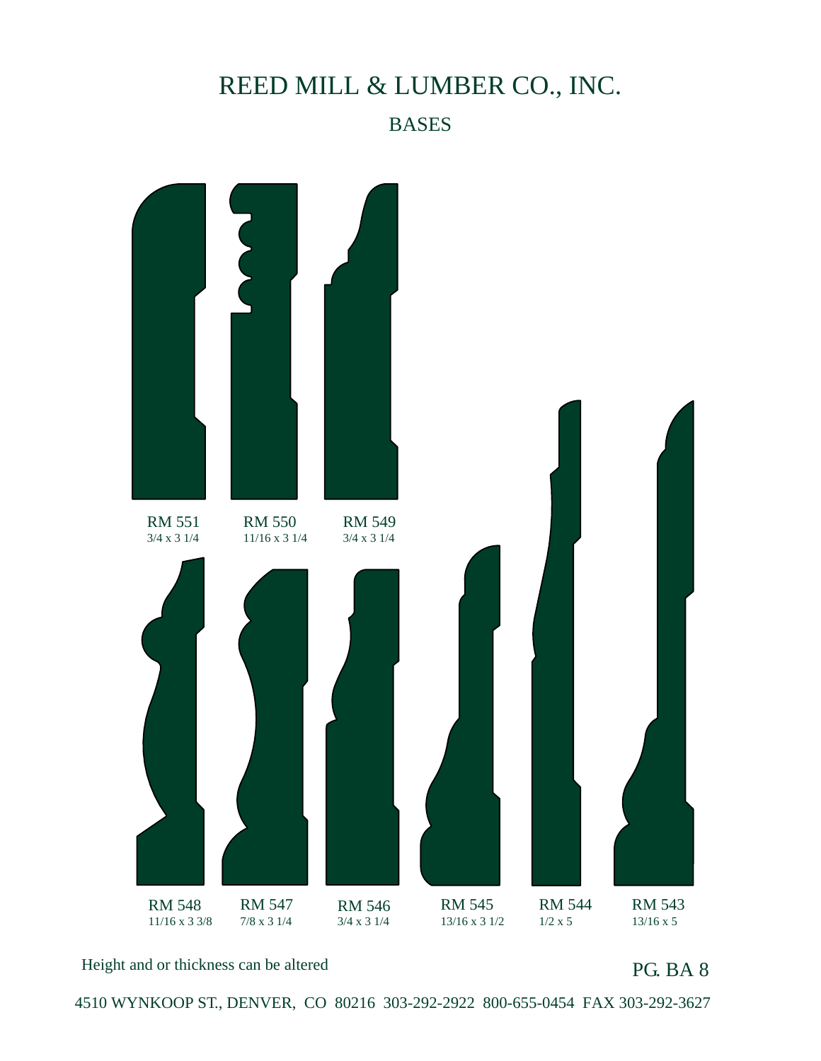# REED MILL & LUMBER CO., INC.

## BASES

RM 551
3/4 x 3 1/4

RM 550
11/16 x 3 1/4

RM 549
3/4 x 3 1/4

RM 548
11/16 x 3 3/8

RM 547
7/8 x 3 1/4

RM 546
3/4 x 3 1/4

RM 545
13/16 x 3 1/2

RM 544
1/2 x 5

RM 543
13/16 x 5

Height and or thickness can be altered

PG. BA 8

4510 WYNKOOP ST., DENVER, CO 80216 303-292-2922 800-655-0454 FAX 303-292-3627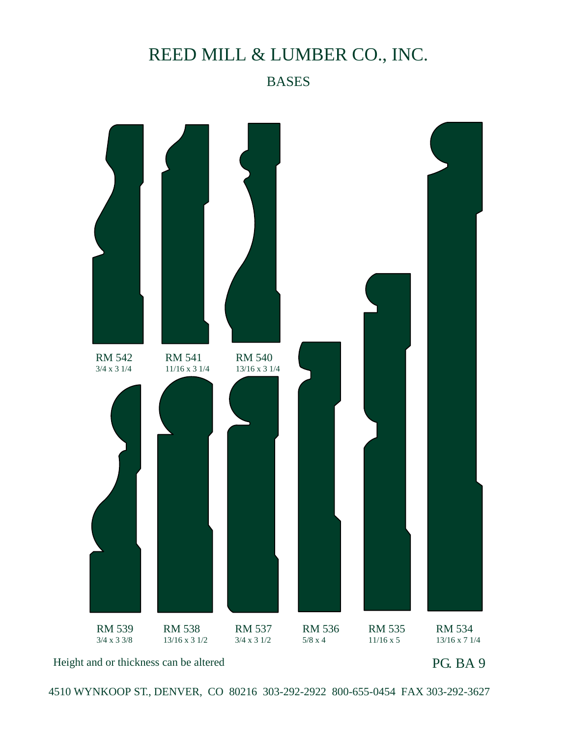# REED MILL & LUMBER CO., INC.

## BASES

RM 542
3/4 x 3 1/4

RM 541
11/16 x 3 1/4

RM 540
13/16 x 3 1/4

RM 539
3/4 x 3 3/8

RM 538
13/16 x 3 1/2

RM 537
3/4 x 3 1/2

RM 536
5/8 x 4

RM 535
11/16 x 5

RM 534
13/16 x 7 1/4

Height and or thickness can be altered

PG. BA 9

4510 WYNKOOP ST., DENVER, CO 80216 303-292-2922 800-655-0454 FAX 303-292-3627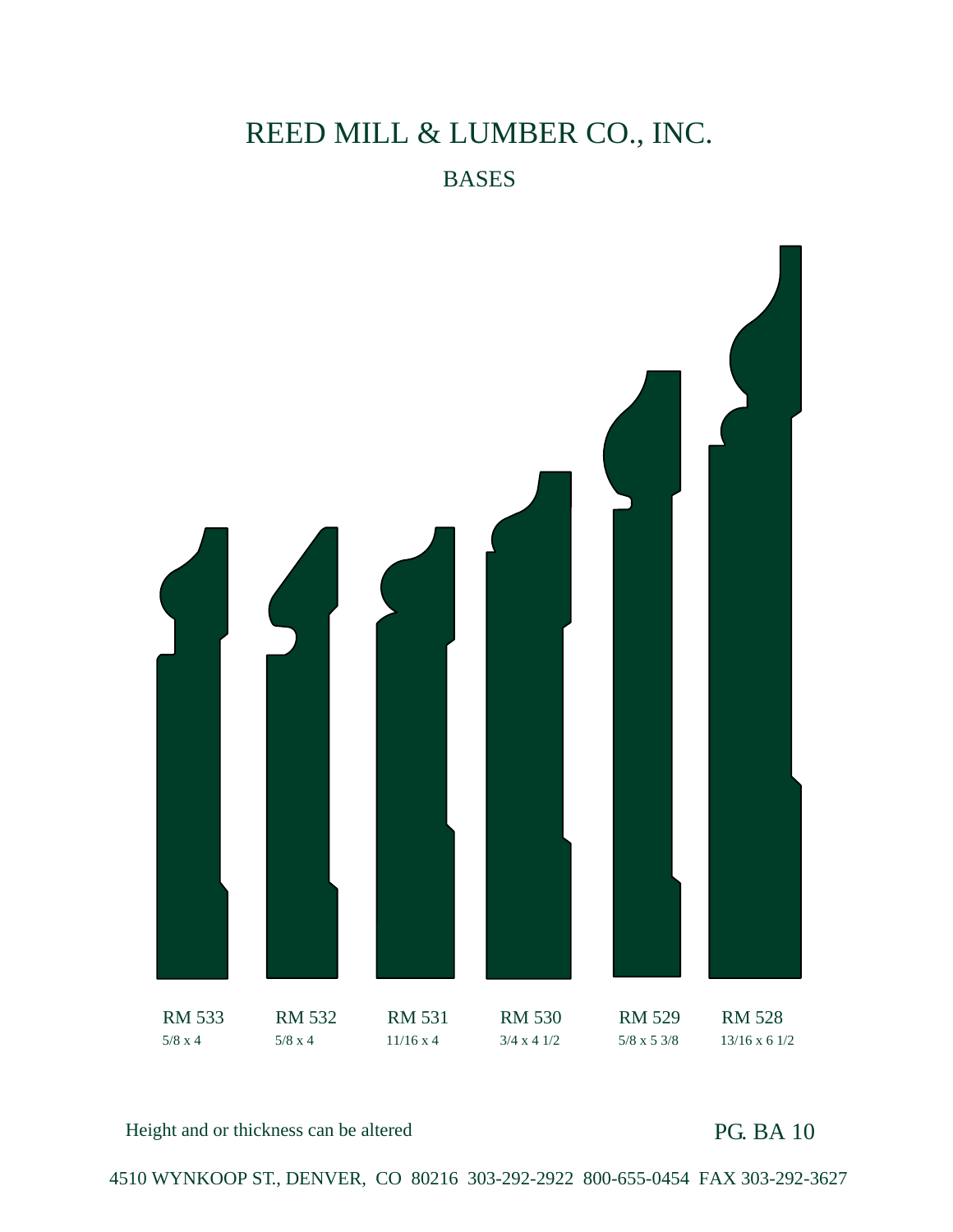# REED MILL & LUMBER CO., INC.

## BASES

| RM 533 | RM 532 | RM 531 | RM 530 | RM 529 | RM 528 |
|---|---|---|---|---|---|
| 5/8 x 4 | 5/8 x 4 | 11/16 x 4 | 3/4 x 4 1/2 | 5/8 x 5 3/8 | 13/16 x 6 1/2 |

Height and or thickness can be altered

PG. BA 10

4510 WYNKOOP ST., DENVER, CO 80216 303-292-2922 800-655-0454 FAX 303-292-3627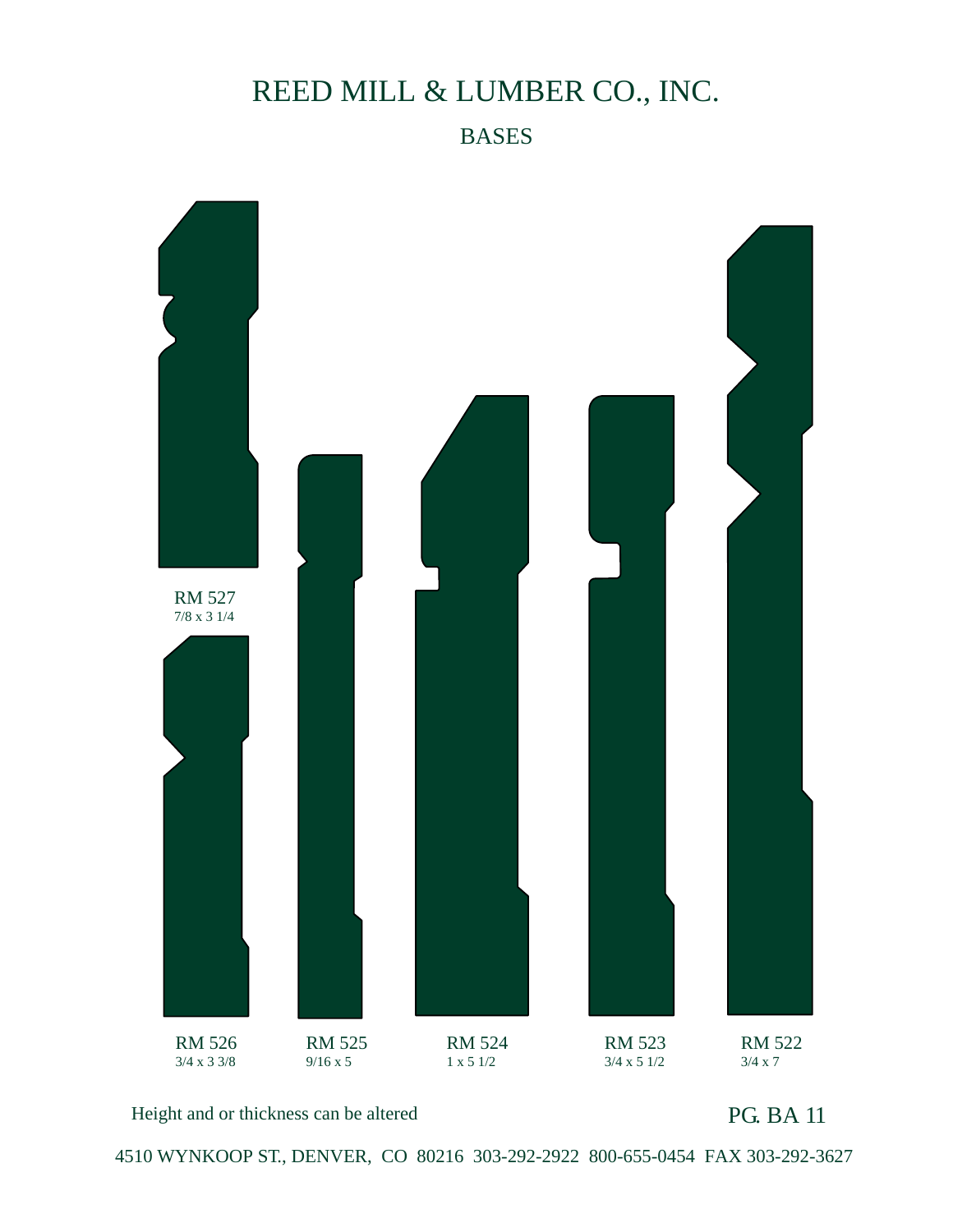# REED MILL & LUMBER CO., INC.

## BASES

RM 527
7/8 x 3 1/4

RM 526
3/4 x 3 3/8

RM 525
9/16 x 5

RM 524
1 x 5 1/2

RM 523
3/4 x 5 1/2

RM 522
3/4 x 7

Height and or thickness can be altered

PG. BA 11

4510 WYNKOOP ST., DENVER, CO 80216 303-292-2922 800-655-0454 FAX 303-292-3627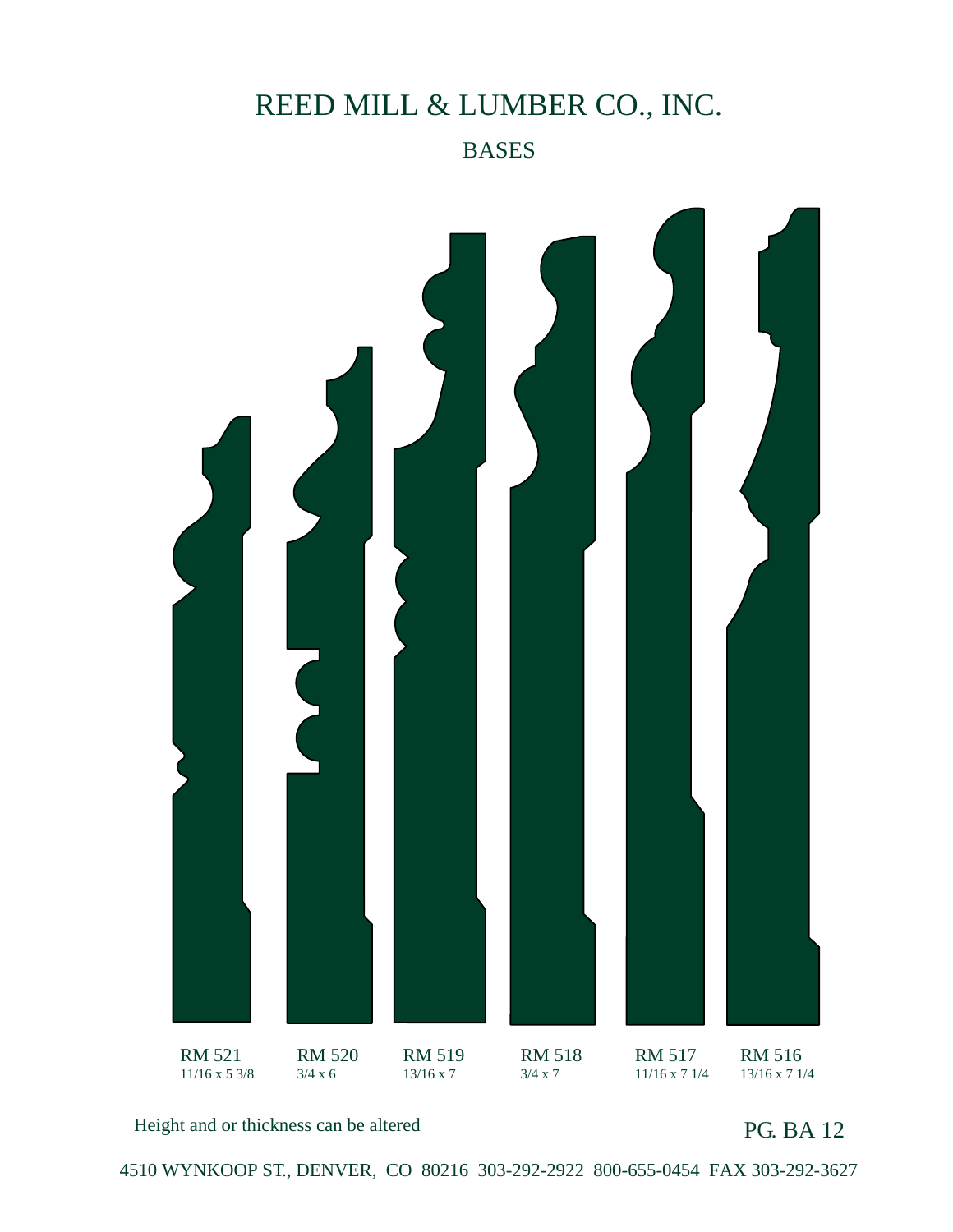# REED MILL & LUMBER CO., INC.

## BASES

| RM 521 | RM 520 | RM 519 | RM 518 | RM 517 | RM 516 |
|---|---|---|---|---|---|
| 11/16 x 5 3/8 | 3/4 x 6 | 13/16 x 7 | 3/4 x 7 | 11/16 x 7 1/4 | 13/16 x 7 1/4 |

Height and or thickness can be altered

PG. BA 12

4510 WYNKOOP ST., DENVER, CO 80216 303-292-2922 800-655-0454 FAX 303-292-3627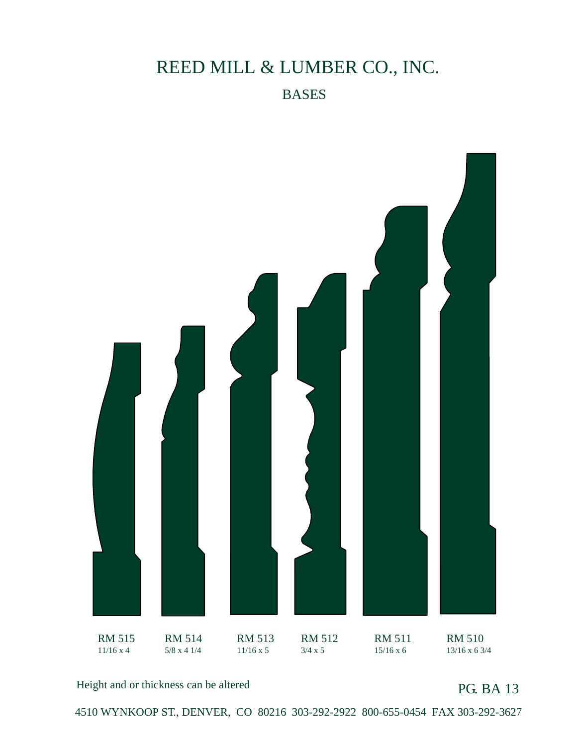# REED MILL & LUMBER CO., INC.

## BASES

| RM 515 | RM 514 | RM 513 | RM 512 | RM 511 | RM 510 |
|---|---|---|---|---|---|
| 11/16 x 4 | 5/8 x 4 1/4 | 11/16 x 5 | 3/4 x 5 | 15/16 x 6 | 13/16 x 6 3/4 |

Height and or thickness can be altered

PG. BA 13

4510 WYNKOOP ST., DENVER, CO 80216 303-292-2922 800-655-0454 FAX 303-292-3627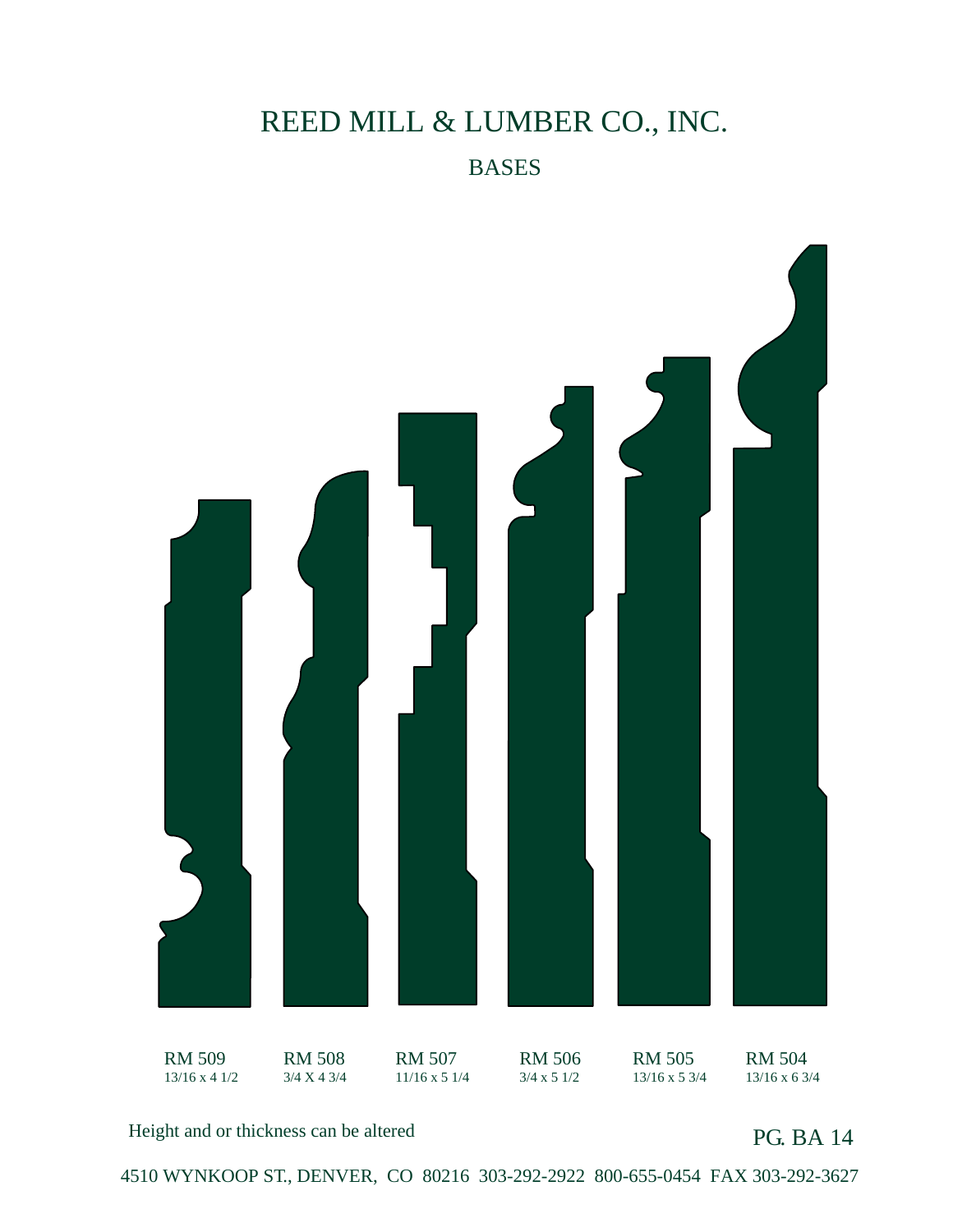# REED MILL & LUMBER CO., INC.

## BASES

| RM 509 | RM 508 | RM 507 | RM 506 | RM 505 | RM 504 |
|---|---|---|---|---|---|
| 13/16 x 4 1/2 | 3/4 X 4 3/4 | 11/16 x 5 1/4 | 3/4 x 5 1/2 | 13/16 x 5 3/4 | 13/16 x 6 3/4 |

Height and or thickness can be altered

PG. BA 14

4510 WYNKOOP ST., DENVER, CO 80216 303-292-2922 800-655-0454 FAX 303-292-3627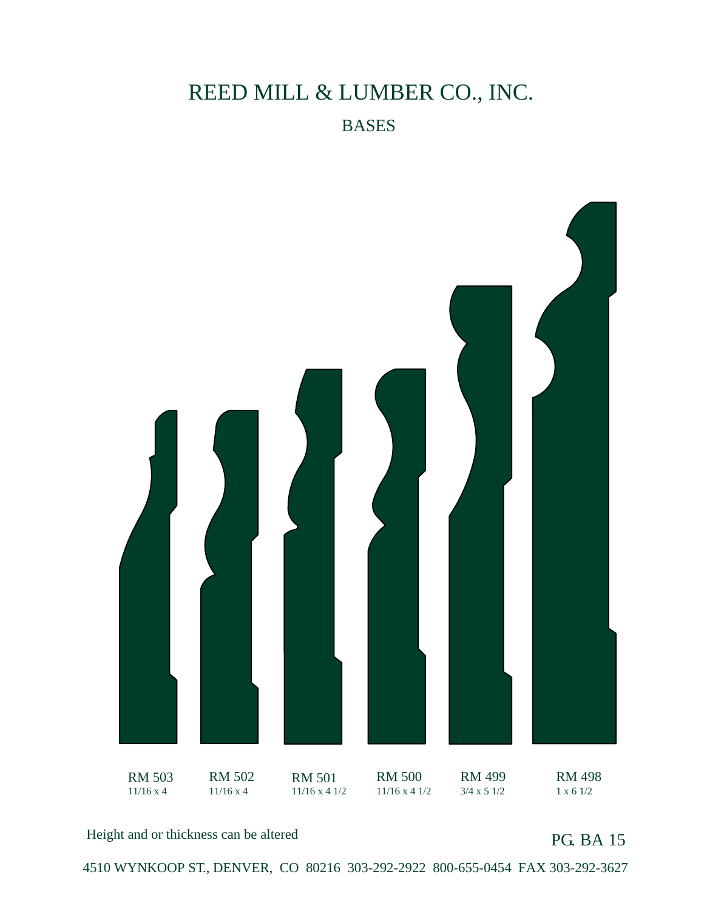# REED MILL & LUMBER CO., INC.

## BASES

| RM 503 | RM 502 | RM 501 | RM 500 | RM 499 | RM 498 |
|---|---|---|---|---|---|
| 11/16 x 4 | 11/16 x 4 | 11/16 x 4 1/2 | 11/16 x 4 1/2 | 3/4 x 5 1/2 | 1 x 6 1/2 |

Height and or thickness can be altered

PG. BA 15

4510 WYNKOOP ST., DENVER, CO 80216 303-292-2922 800-655-0454 FAX 303-292-3627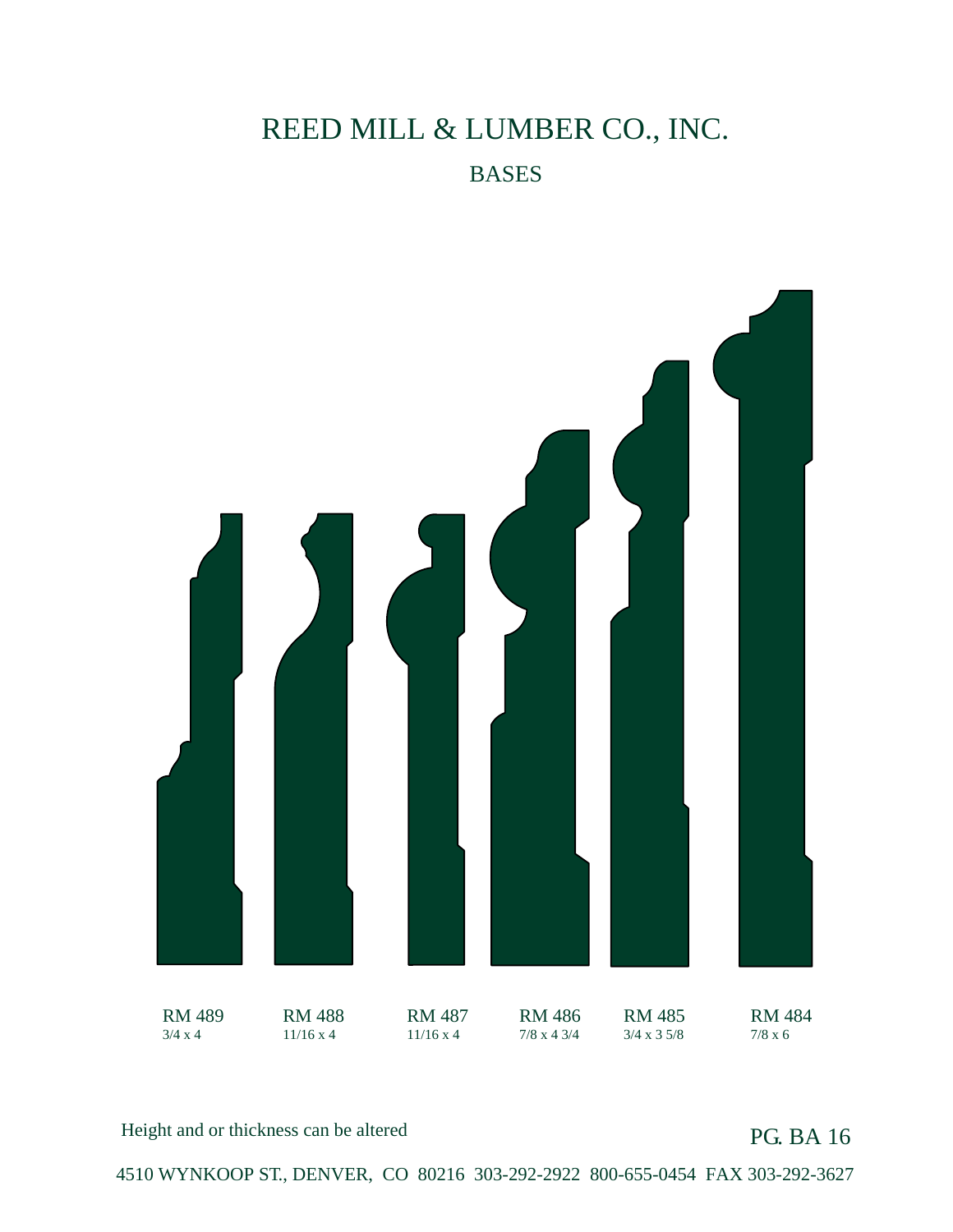# REED MILL & LUMBER CO., INC.

## BASES

| RM 489 | RM 488 | RM 487 | RM 486 | RM 485 | RM 484 |
|---|---|---|---|---|---|
| 3/4 x 4 | 11/16 x 4 | 11/16 x 4 | 7/8 x 4 3/4 | 3/4 x 3 5/8 | 7/8 x 6 |

Height and or thickness can be altered

PG. BA 16

4510 WYNKOOP ST., DENVER, CO 80216 303-292-2922 800-655-0454 FAX 303-292-3627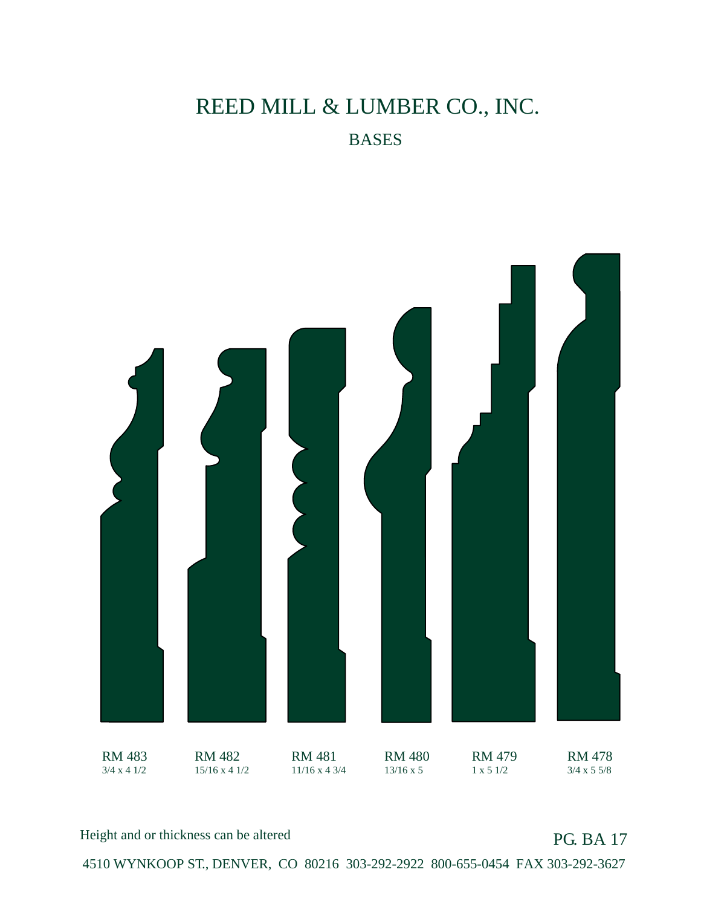# REED MILL & LUMBER CO., INC.

## BASES

| RM 483 | RM 482 | RM 481 | RM 480 | RM 479 | RM 478 |
|---|---|---|---|---|---|
| 3/4 x 4 1/2 | 15/16 x 4 1/2 | 11/16 x 4 3/4 | 13/16 x 5 | 1 x 5 1/2 | 3/4 x 5 5/8 |

Height and or thickness can be altered

PG. BA 17

4510 WYNKOOP ST., DENVER, CO 80216 303-292-2922 800-655-0454 FAX 303-292-3627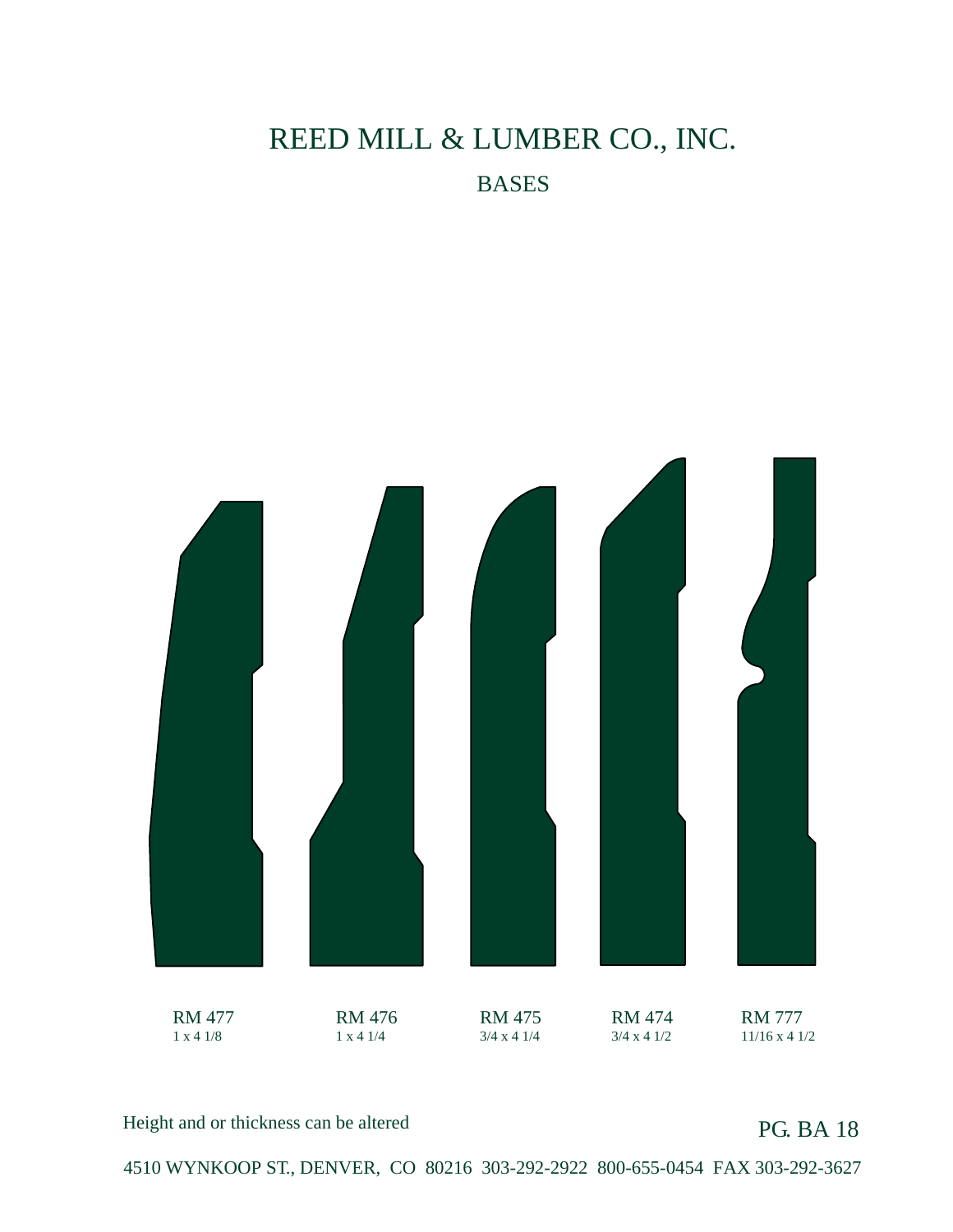# REED MILL & LUMBER CO., INC.

## BASES

| RM 477 | RM 476 | RM 475 | RM 474 | RM 777 |
|---|---|---|---|---|
| 1 x 4 1/8 | 1 x 4 1/4 | 3/4 x 4 1/4 | 3/4 x 4 1/2 | 11/16 x 4 1/2 |

Height and or thickness can be altered

PG. BA 18

4510 WYNKOOP ST., DENVER, CO 80216 303-292-2922 800-655-0454 FAX 303-292-3627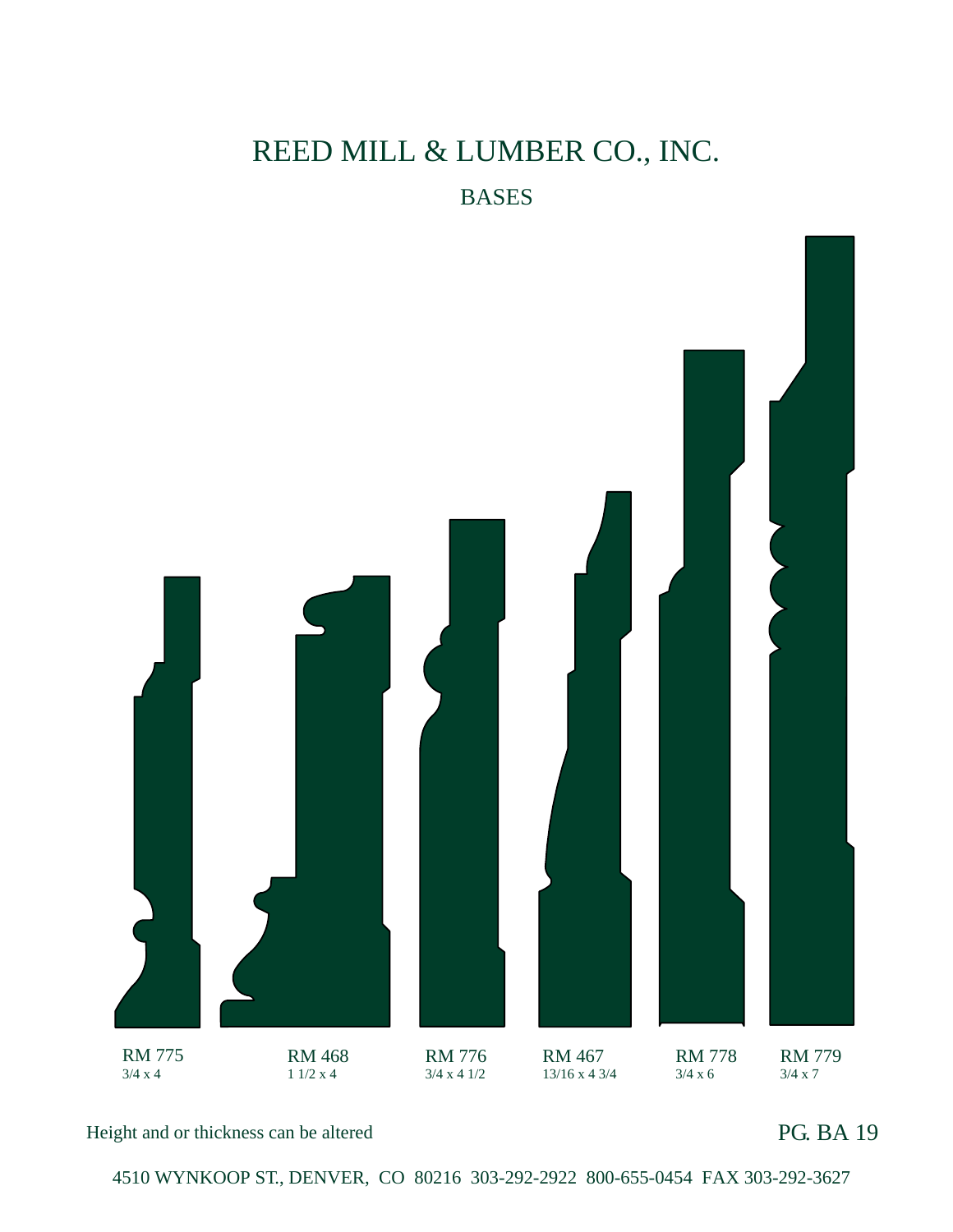# REED MILL & LUMBER CO., INC.

## BASES

RM 775
3/4 x 4

RM 468
1 1/2 x 4

RM 776
3/4 x 4 1/2

RM 467
13/16 x 4 3/4

RM 778
3/4 x 6

RM 779
3/4 x 7

Height and or thickness can be altered

PG. BA 19

4510 WYNKOOP ST., DENVER, CO 80216 303-292-2922 800-655-0454 FAX 303-292-3627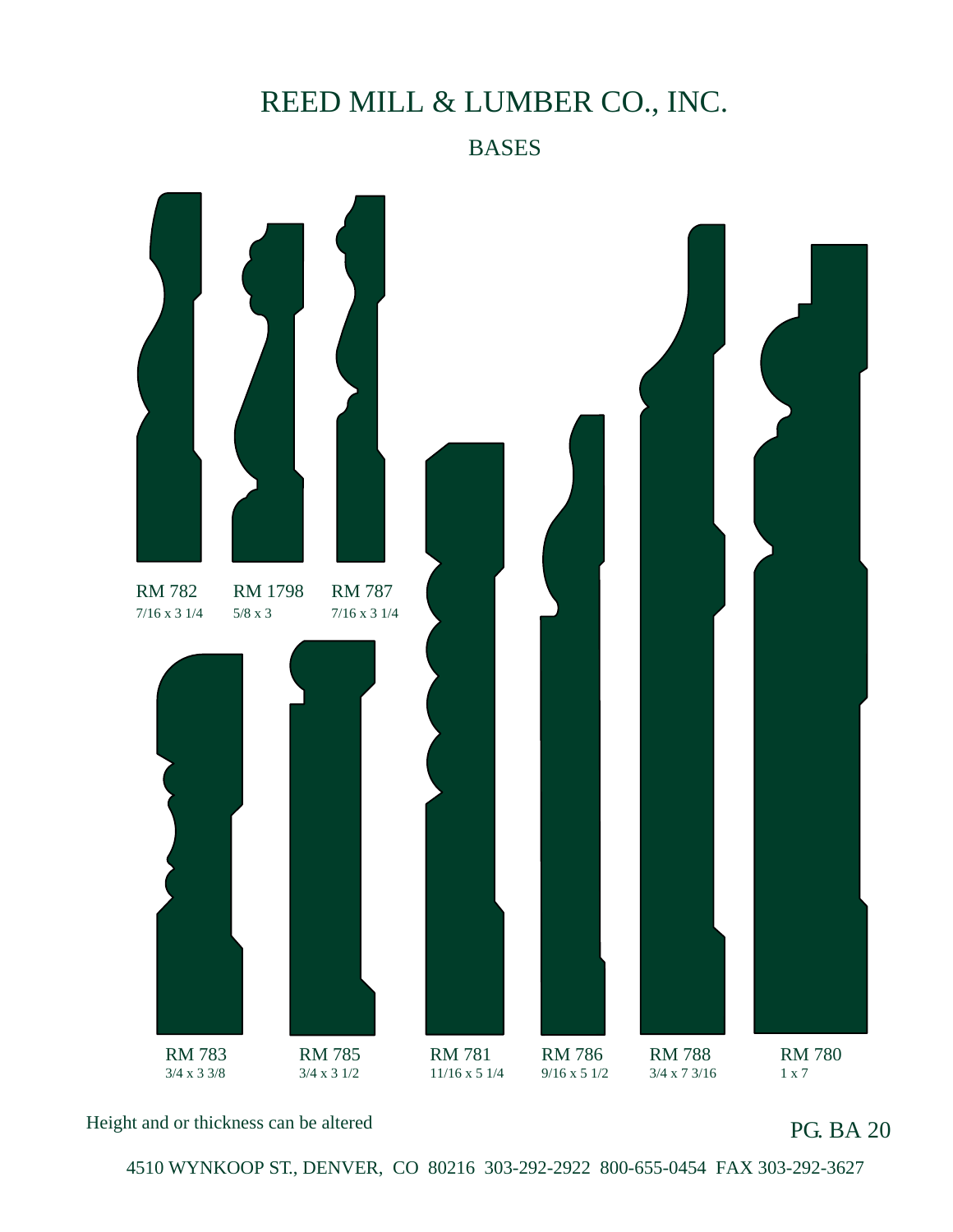# REED MILL & LUMBER CO., INC.

## BASES

RM 782
7/16 x 3 1/4

RM 1798
5/8 x 3

RM 787
7/16 x 3 1/4

RM 783
3/4 x 3 3/8

RM 785
3/4 x 3 1/2

RM 781
11/16 x 5 1/4

RM 786
9/16 x 5 1/2

RM 788
3/4 x 7 3/16

RM 780
1 x 7

Height and or thickness can be altered

PG. BA 20

4510 WYNKOOP ST., DENVER, CO 80216 303-292-2922 800-655-0454 FAX 303-292-3627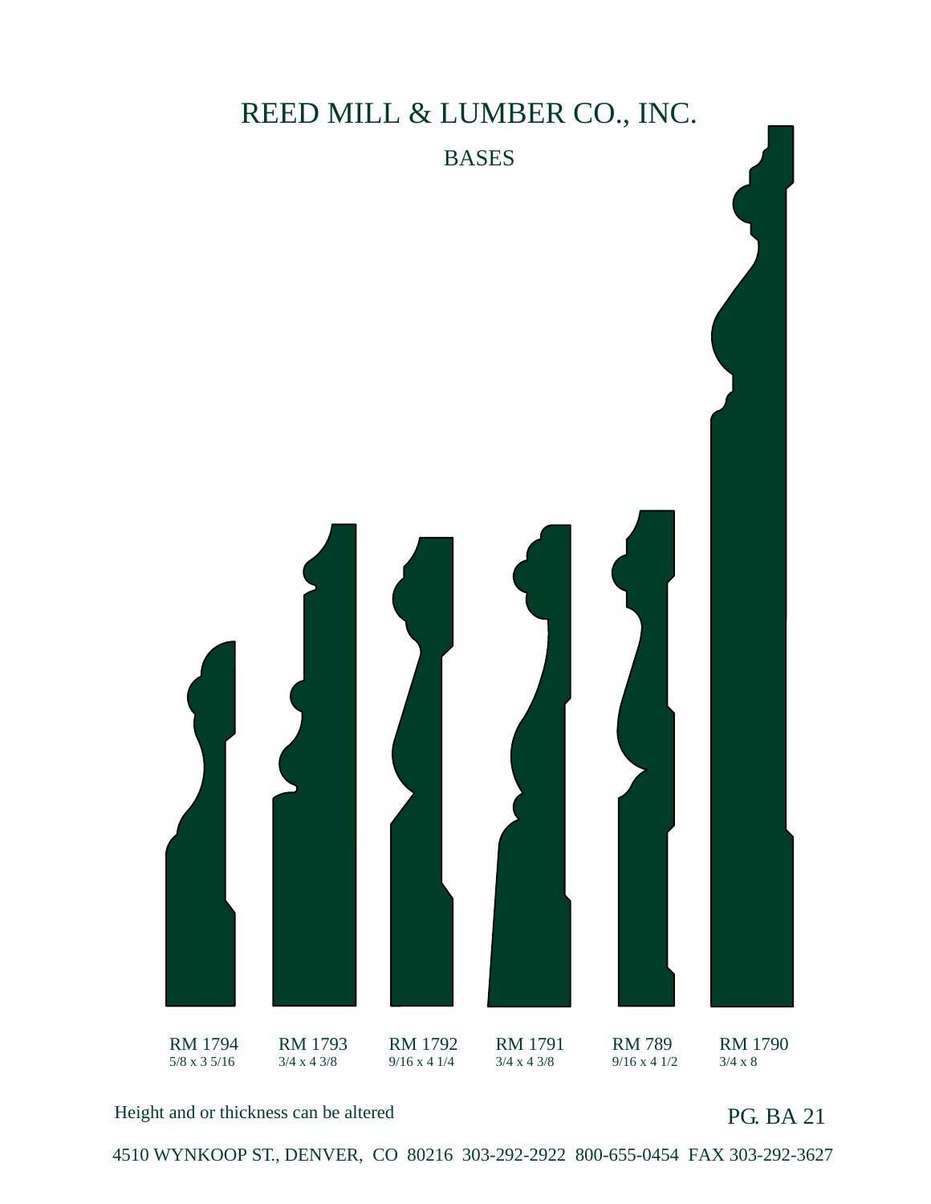# REED MILL & LUMBER CO., INC.

## BASES

| RM 1794 | RM 1793 | RM 1792 | RM 1791 | RM 789 | RM 1790 |
|---|---|---|---|---|---|
| 5/8 x 3 5/16 | 3/4 x 4 3/8 | 9/16 x 4 1/4 | 3/4 x 4 3/8 | 9/16 x 4 1/2 | 3/4 x 8 |

Height and or thickness can be altered

PG. BA 21

4510 WYNKOOP ST., DENVER, CO 80216 303-292-2922 800-655-0454 FAX 303-292-3627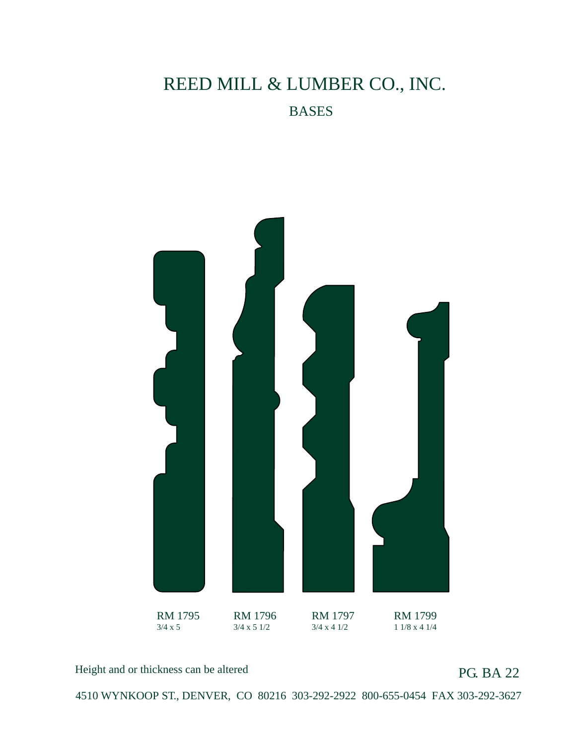# REED MILL & LUMBER CO., INC.

## BASES

RM 1795
3/4 x 5

RM 1796
3/4 x 5 1/2

RM 1797
3/4 x 4 1/2

RM 1799
1 1/8 x 4 1/4

Height and or thickness can be altered

PG. BA 22

4510 WYNKOOP ST., DENVER, CO 80216 303-292-2922 800-655-0454 FAX 303-292-3627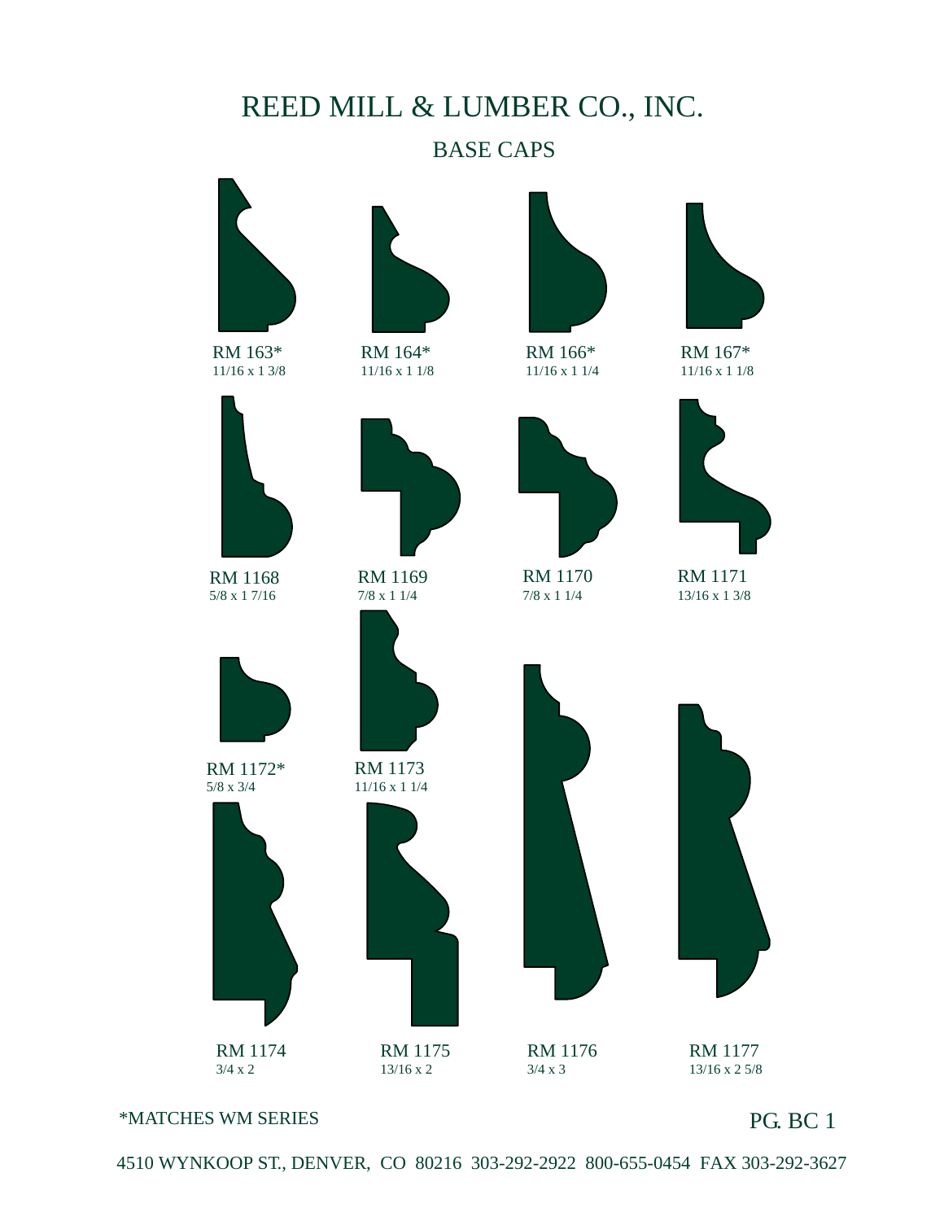# REED MILL & LUMBER CO., INC.

## BASE CAPS

RM 163*
11/16 x 1 3/8

RM 164*
11/16 x 1 1/8

RM 166*
11/16 x 1 1/4

RM 167*
11/16 x 1 1/8

RM 1168
5/8 x 1 7/16

RM 1169
7/8 x 1 1/4

RM 1170
7/8 x 1 1/4

RM 1171
13/16 x 1 3/8

RM 1172*
5/8 x 3/4

RM 1173
11/16 x 1 1/4

RM 1174
3/4 x 2

RM 1175
13/16 x 2

RM 1176
3/4 x 3

RM 1177
13/16 x 2 5/8

*MATCHES WM SERIES

PG. BC 1

4510 WYNKOOP ST., DENVER, CO 80216 303-292-2922 800-655-0454 FAX 303-292-3627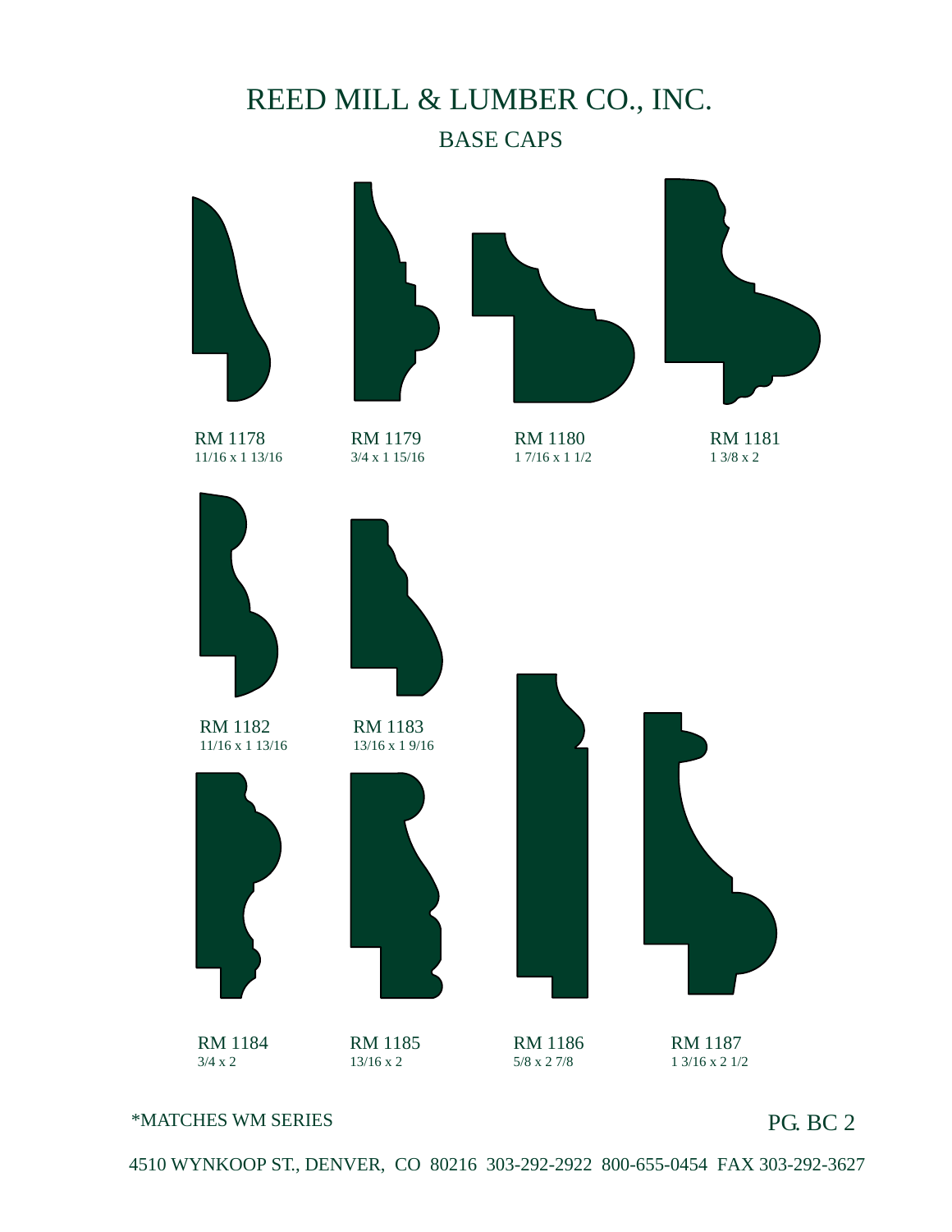# REED MILL & LUMBER CO., INC.

## BASE CAPS

RM 1178
11/16 x 1 13/16

RM 1179
3/4 x 1 15/16

RM 1180
1 7/16 x 1 1/2

RM 1181
1 3/8 x 2

RM 1182
11/16 x 1 13/16

RM 1183
13/16 x 1 9/16

RM 1184
3/4 x 2

RM 1185
13/16 x 2

RM 1186
5/8 x 2 7/8

RM 1187
1 3/16 x 2 1/2

*MATCHES WM SERIES

PG. BC 2

4510 WYNKOOP ST., DENVER, CO 80216 303-292-2922 800-655-0454 FAX 303-292-3627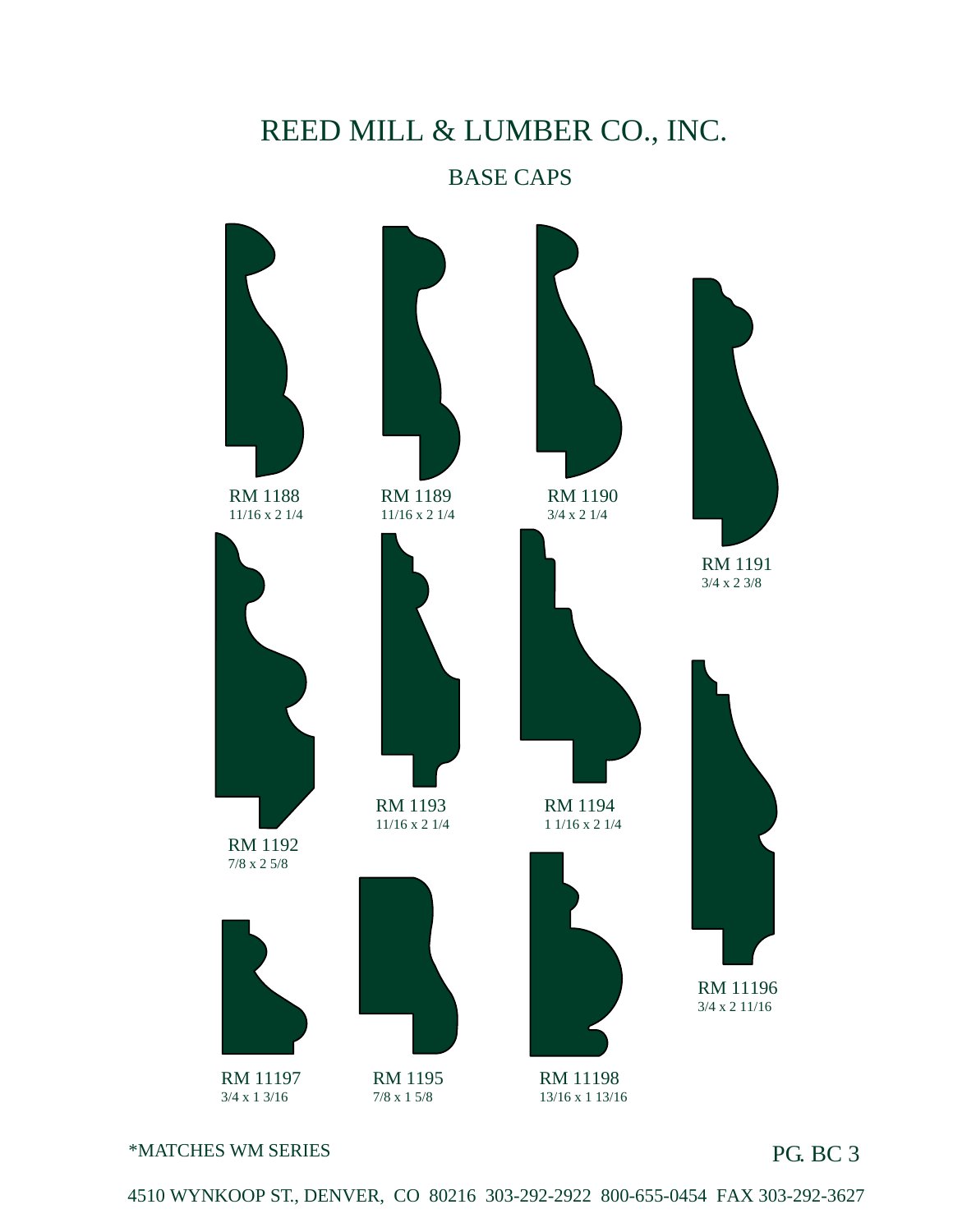# REED MILL & LUMBER CO., INC.

## BASE CAPS

RM 1188
11/16 x 2 1/4

RM 1189
11/16 x 2 1/4

RM 1190
3/4 x 2 1/4

RM 1191
3/4 x 2 3/8

RM 1192
7/8 x 2 5/8

RM 1193
11/16 x 2 1/4

RM 1194
1 1/16 x 2 1/4

RM 11196
3/4 x 2 11/16

RM 11197
3/4 x 1 3/16

RM 1195
7/8 x 1 5/8

RM 11198
13/16 x 1 13/16

*MATCHES WM SERIES

PG. BC 3

4510 WYNKOOP ST., DENVER, CO 80216 303-292-2922 800-655-0454 FAX 303-292-3627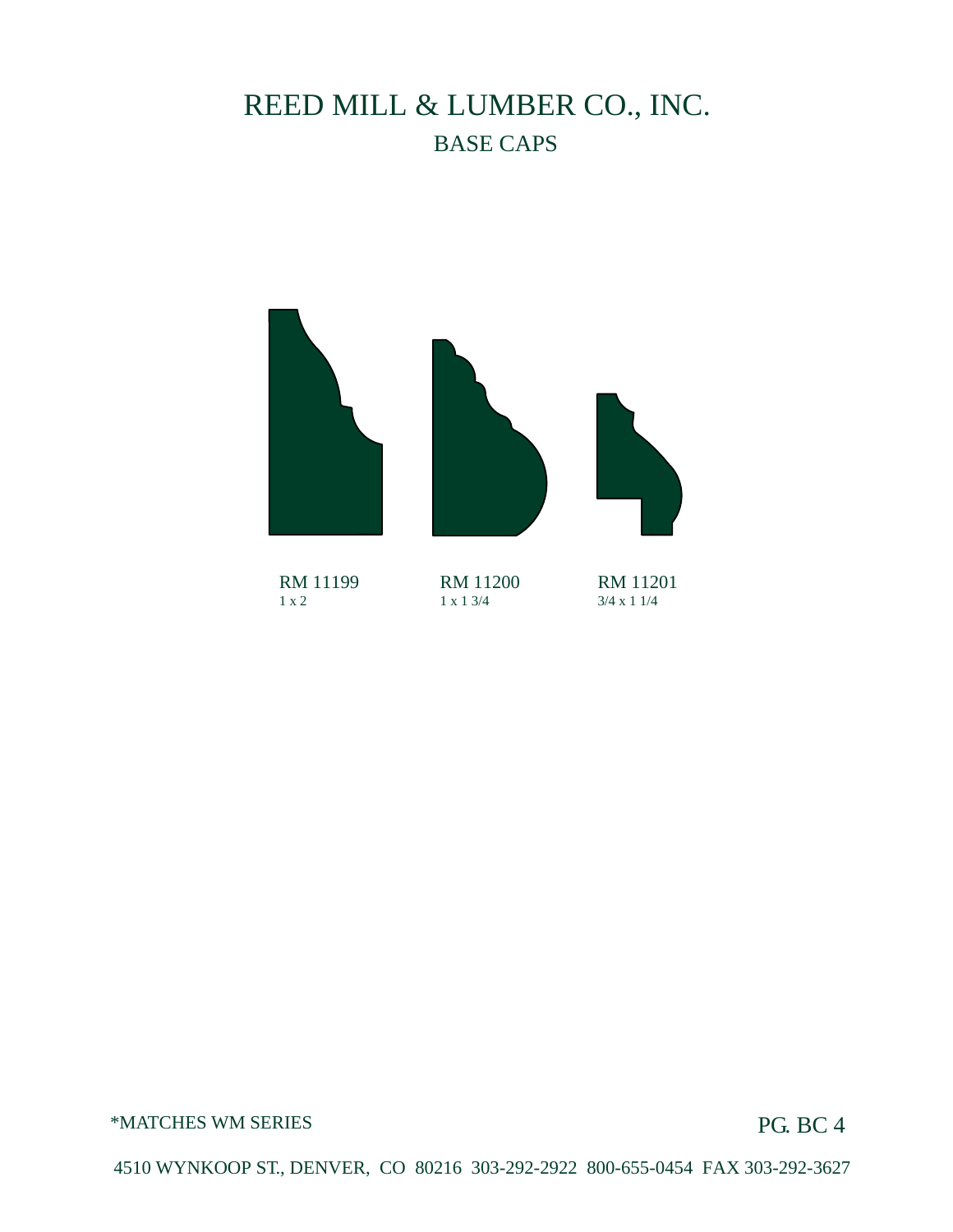# REED MILL & LUMBER CO., INC.

## BASE CAPS

| RM 11199 | RM 11200 | RM 11201 |
|---|---|---|
| 1 x 2 | 1 x 1 3/4 | 3/4 x 1 1/4 |

*MATCHES WM SERIES

4510 WYNKOOP ST., DENVER, CO 80216 303-292-2922 800-655-0454 FAX 303-292-3627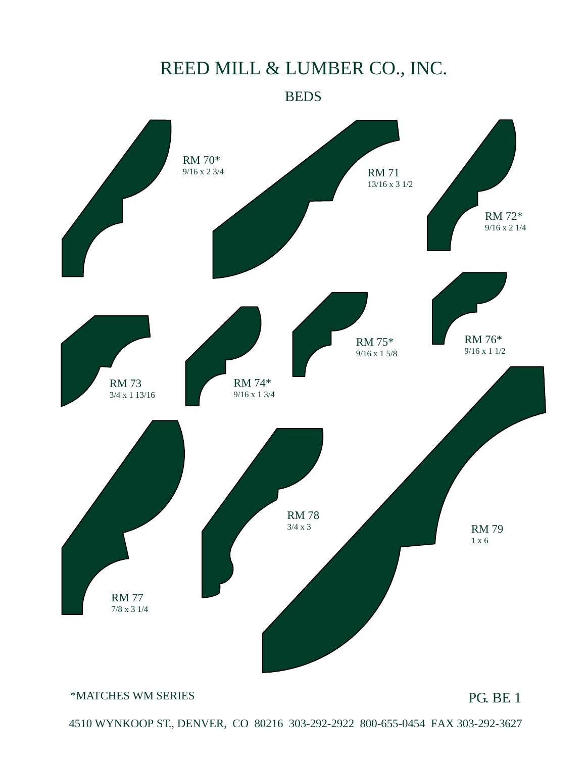# REED MILL & LUMBER CO., INC.

## BEDS

RM 70*
9/16 x 2 3/4

RM 71
13/16 x 3 1/2

RM 72*
9/16 x 2 1/4

RM 73
3/4 x 1 13/16

RM 74*
9/16 x 1 3/4

RM 75*
9/16 x 1 5/8

RM 76*
9/16 x 1 1/2

RM 77
7/8 x 3 1/4

RM 78
3/4 x 3

RM 79
1 x 6

*MATCHES WM SERIES

PG. BE 1

4510 WYNKOOP ST., DENVER, CO 80216 303-292-2922 800-655-0454 FAX 303-292-3627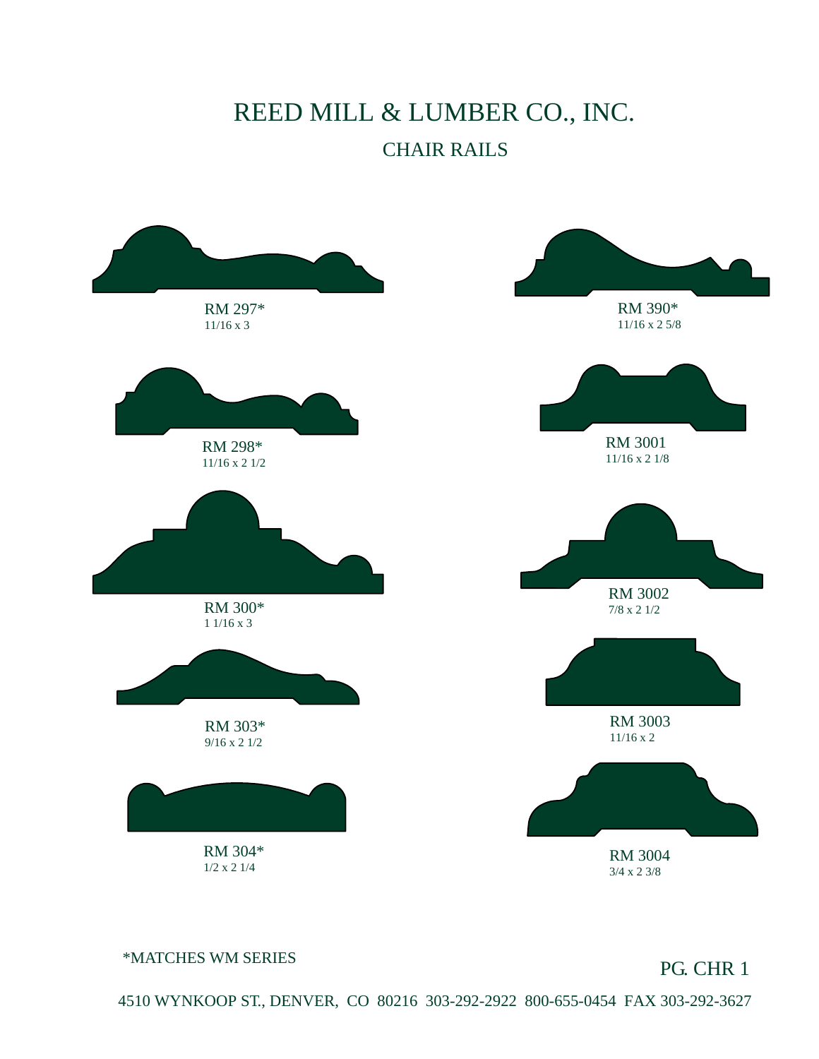# REED MILL & LUMBER CO., INC.

## CHAIR RAILS

RM 297*
11/16 x 3

RM 390*
11/16 x 2 5/8

RM 298*
11/16 x 2 1/2

RM 3001
11/16 x 2 1/8

RM 300*
1 1/16 x 3

RM 3002
7/8 x 2 1/2

RM 303*
9/16 x 2 1/2

RM 3003
11/16 x 2

RM 304*
1/2 x 2 1/4

RM 3004
3/4 x 2 3/8

*MATCHES WM SERIES

PG. CHR 1

4510 WYNKOOP ST., DENVER, CO 80216 303-292-2922 800-655-0454 FAX 303-292-3627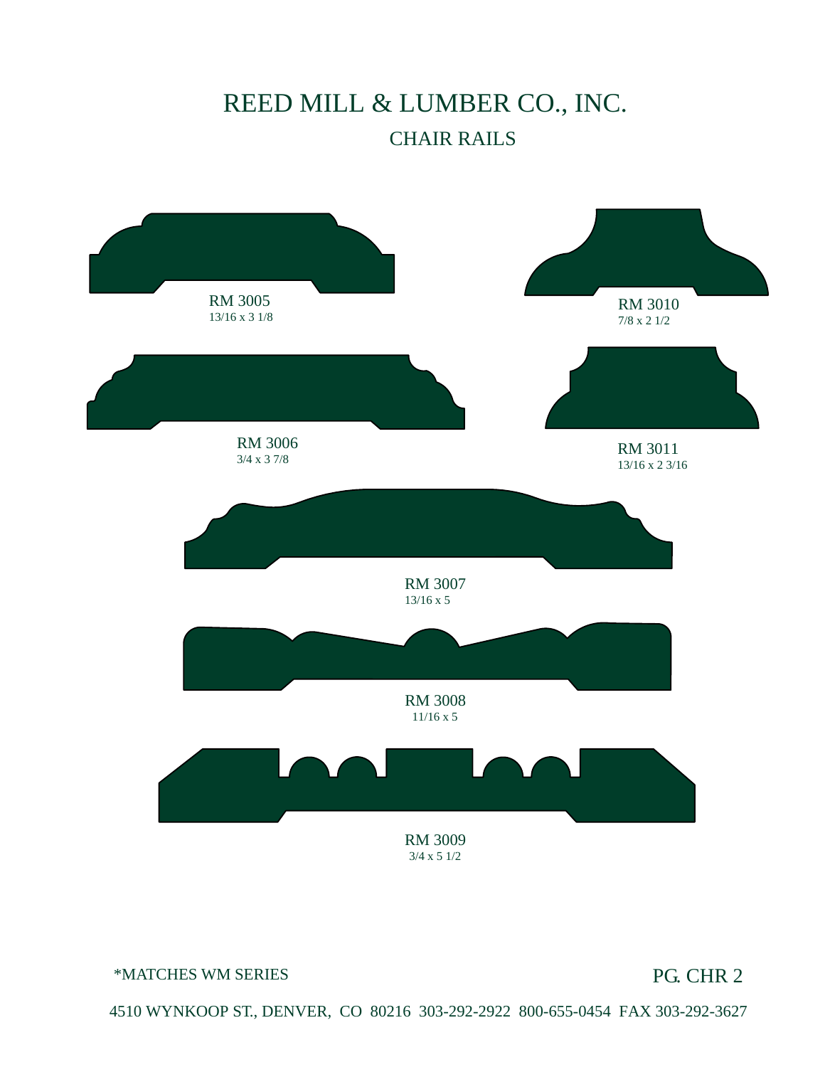# REED MILL & LUMBER CO., INC.

## CHAIR RAILS

RM 3005
13/16 x 3 1/8

RM 3010
7/8 x 2 1/2

RM 3006
3/4 x 3 7/8

RM 3011
13/16 x 2 3/16

RM 3007
13/16 x 5

RM 3008
11/16 x 5

RM 3009
3/4 x 5 1/2

*MATCHES WM SERIES

4510 WYNKOOP ST., DENVER, CO 80216 303-292-2922 800-655-0454 FAX 303-292-3627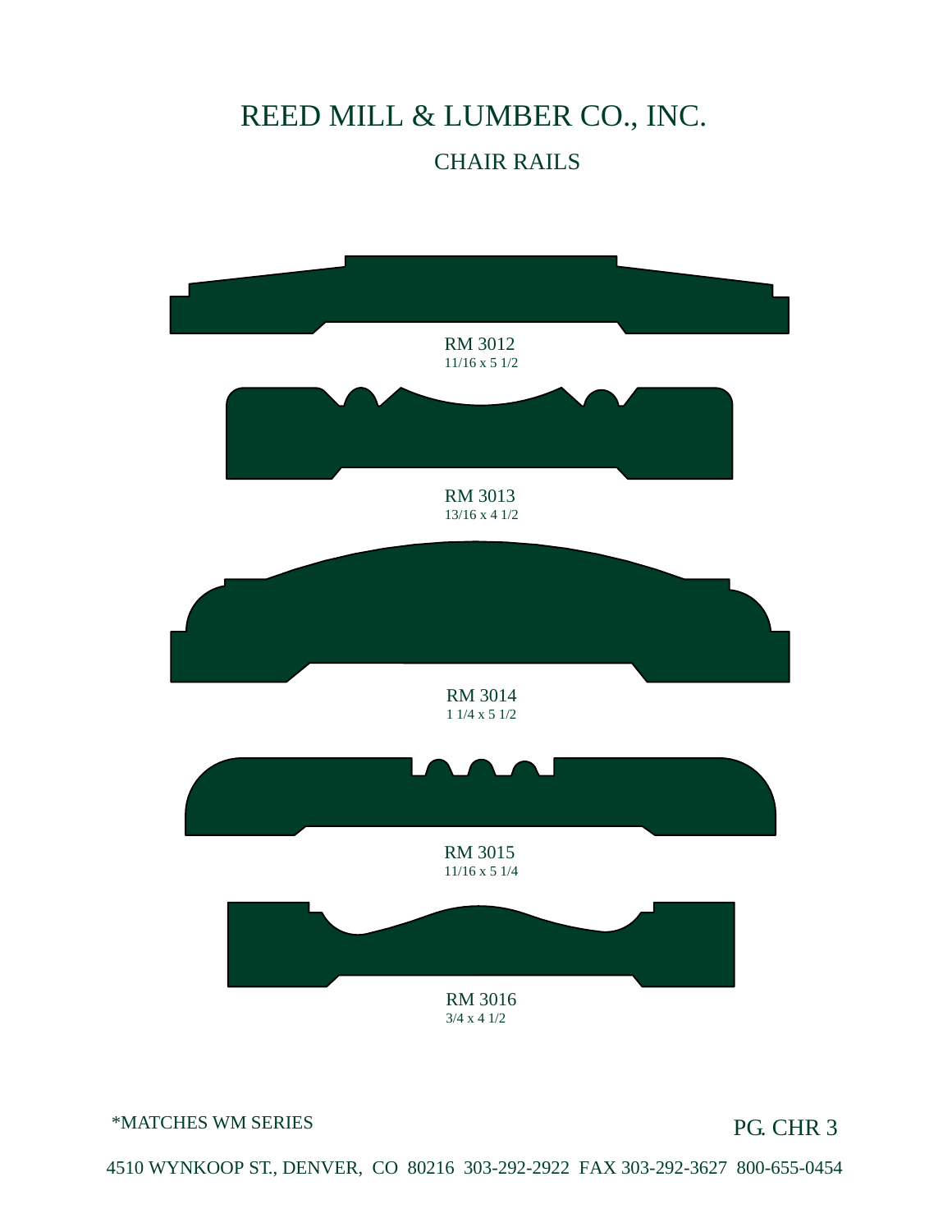# REED MILL & LUMBER CO., INC.

## CHAIR RAILS

RM 3012
11/16 x 5 1/2

RM 3013
13/16 x 4 1/2

RM 3014
1 1/4 x 5 1/2

RM 3015
11/16 x 5 1/4

RM 3016
3/4 x 4 1/2

*MATCHES WM SERIES

4510 WYNKOOP ST., DENVER, CO 80216 303-292-2922 FAX 303-292-3627 800-655-0454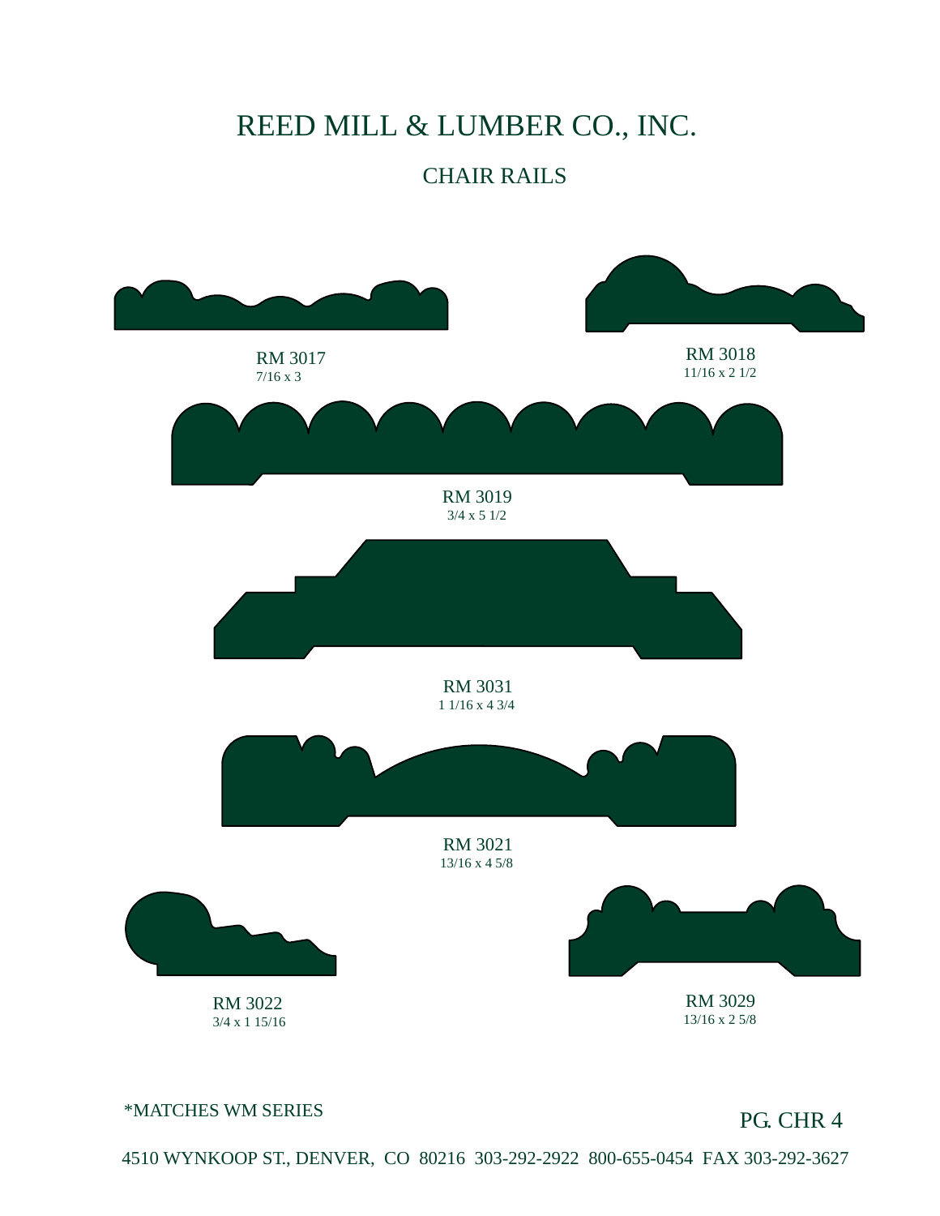# REED MILL & LUMBER CO., INC.

## CHAIR RAILS

RM 3017
7/16 x 3

RM 3018
11/16 x 2 1/2

RM 3019
3/4 x 5 1/2

RM 3031
1 1/16 x 4 3/4

RM 3021
13/16 x 4 5/8

RM 3022
3/4 x 1 15/16

RM 3029
13/16 x 2 5/8

*MATCHES WM SERIES

PG. CHR 4

4510 WYNKOOP ST., DENVER, CO 80216 303-292-2922 800-655-0454 FAX 303-292-3627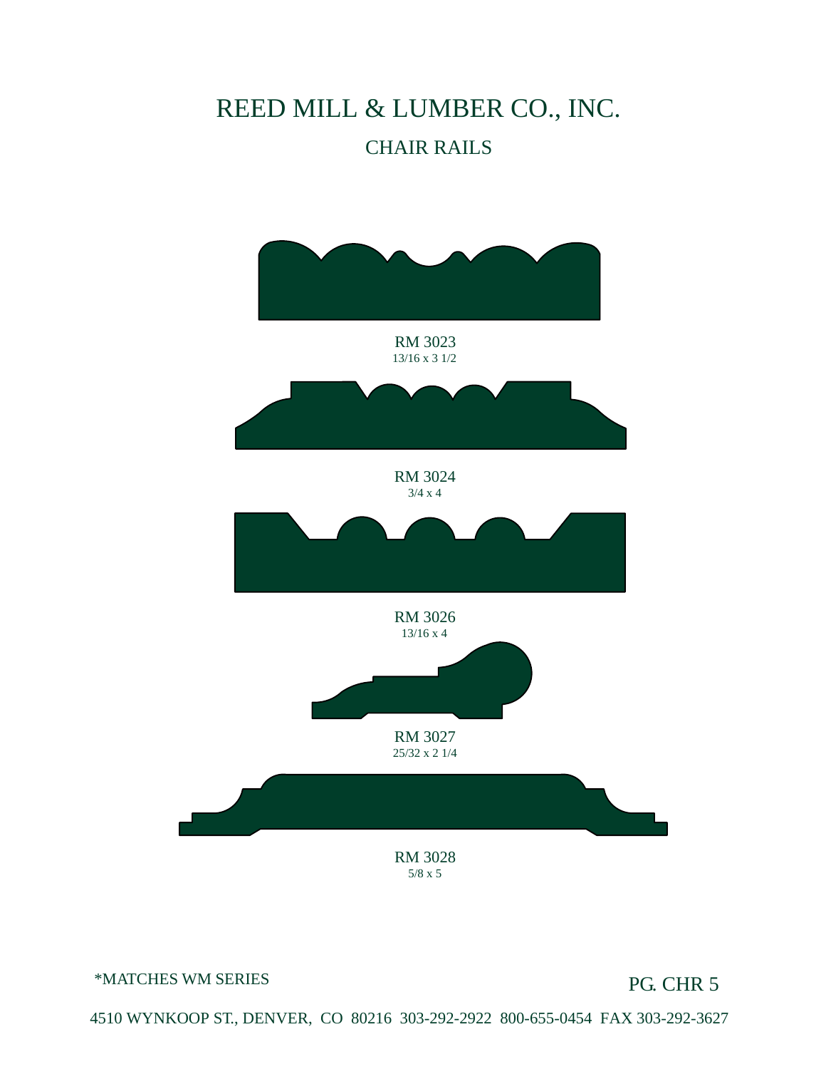# REED MILL & LUMBER CO., INC.

## CHAIR RAILS

RM 3023
13/16 x 3 1/2

RM 3024
3/4 x 4

RM 3026
13/16 x 4

RM 3027
25/32 x 2 1/4

RM 3028
5/8 x 5

*MATCHES WM SERIES

PG. CHR 5

4510 WYNKOOP ST., DENVER, CO 80216 303-292-2922 800-655-0454 FAX 303-292-3627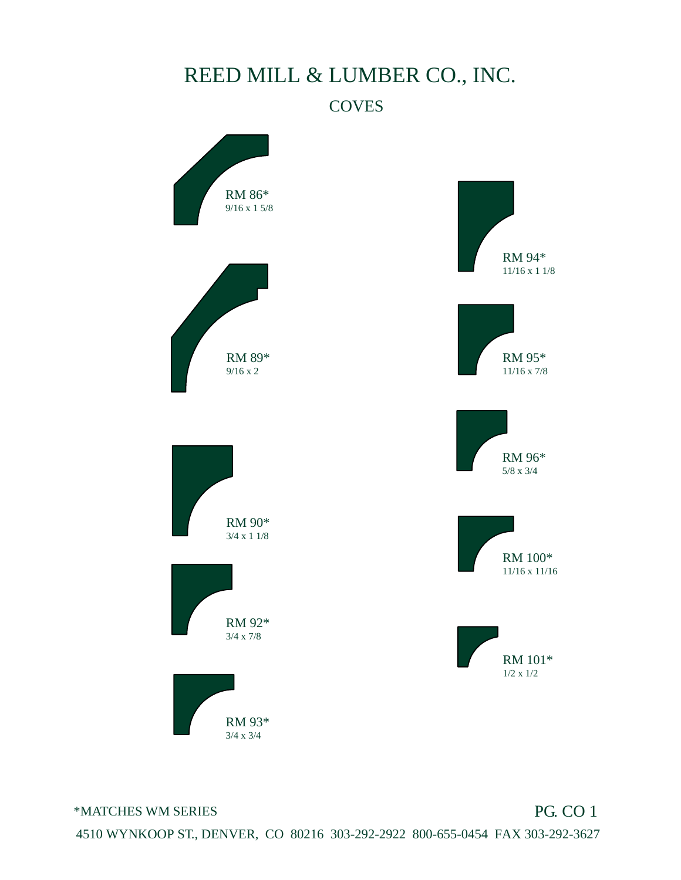# REED MILL & LUMBER CO., INC.

## COVES

RM 86*
9/16 x 1 5/8

RM 89*
9/16 x 2

RM 90*
3/4 x 1 1/8

RM 92*
3/4 x 7/8

RM 93*
3/4 x 3/4

RM 94*
11/16 x 1 1/8

RM 95*
11/16 x 7/8

RM 96*
5/8 x 3/4

RM 100*
11/16 x 11/16

RM 101*
1/2 x 1/2

*MATCHES WM SERIES

PG. CO 1

4510 WYNKOOP ST., DENVER, CO 80216 303-292-2922 800-655-0454 FAX 303-292-3627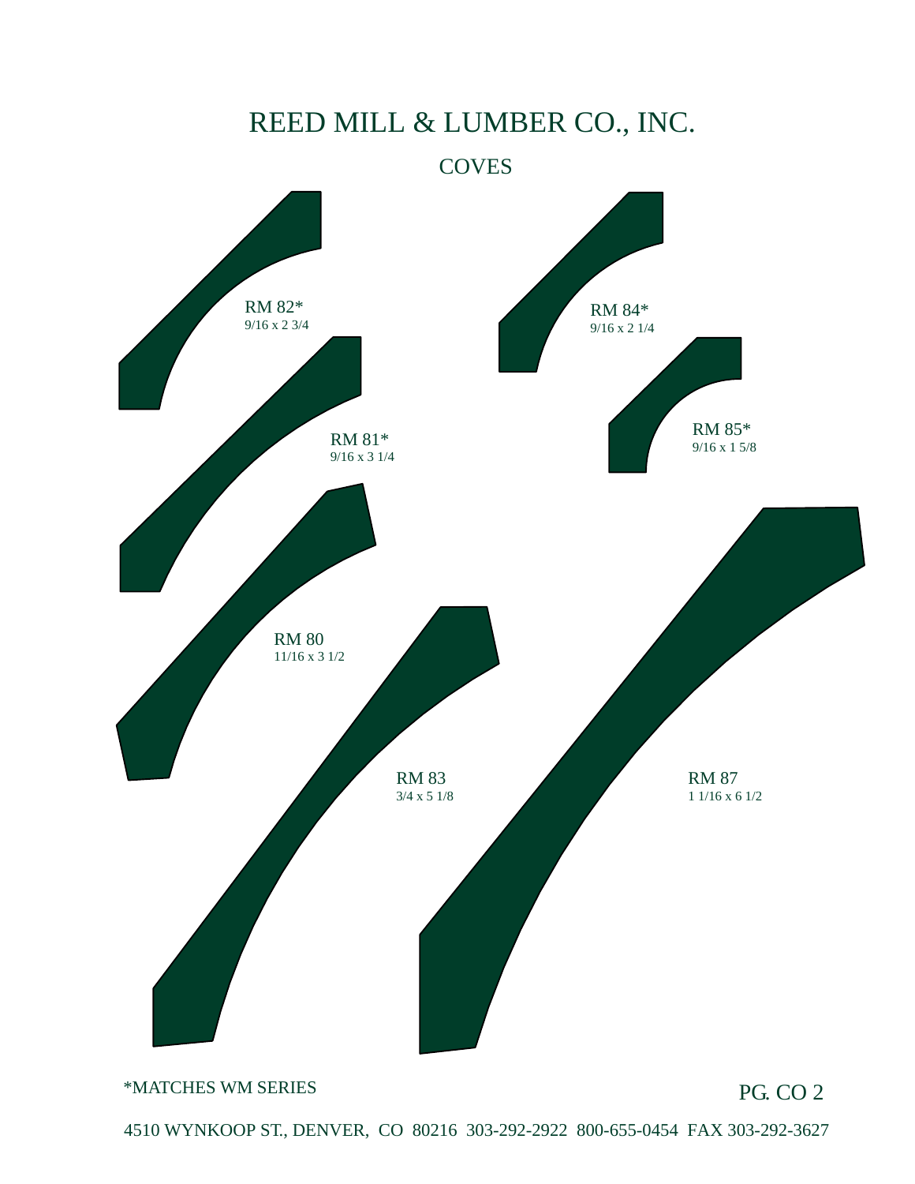# REED MILL & LUMBER CO., INC.

## COVES

RM 82*
9/16 x 2 3/4

RM 84*
9/16 x 2 1/4

RM 81*
9/16 x 3 1/4

RM 85*
9/16 x 1 5/8

RM 80
11/16 x 3 1/2

RM 83
3/4 x 5 1/8

RM 87
1 1/16 x 6 1/2

*MATCHES WM SERIES

PG. CO 2

4510 WYNKOOP ST., DENVER, CO 80216 303-292-2922 800-655-0454 FAX 303-292-3627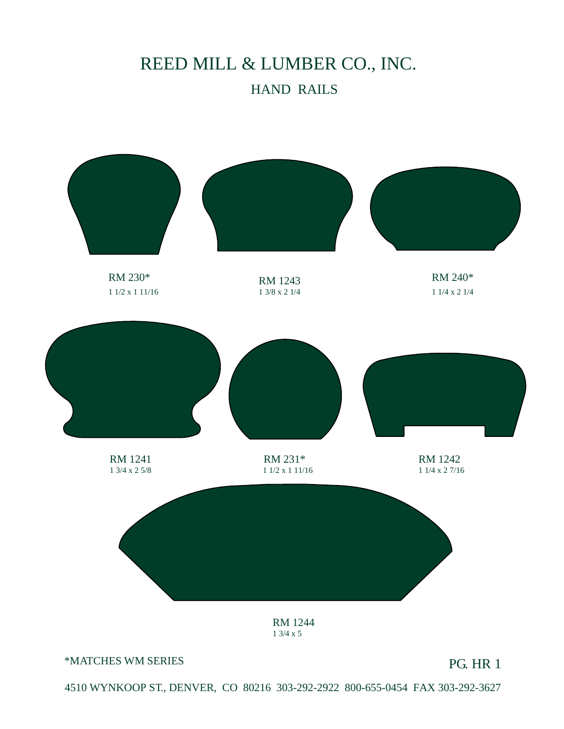# REED MILL & LUMBER CO., INC.

## HAND RAILS

RM 230*
1 1/2 x 1 11/16

RM 1243
1 3/8 x 2 1/4

RM 240*
1 1/4 x 2 1/4

RM 1241
1 3/4 x 2 5/8

RM 231*
1 1/2 x 1 11/16

RM 1242
1 1/4 x 2 7/16

RM 1244
1 3/4 x 5

*MATCHES WM SERIES

PG. HR 1

4510 WYNKOOP ST., DENVER, CO 80216 303-292-2922 800-655-0454 FAX 303-292-3627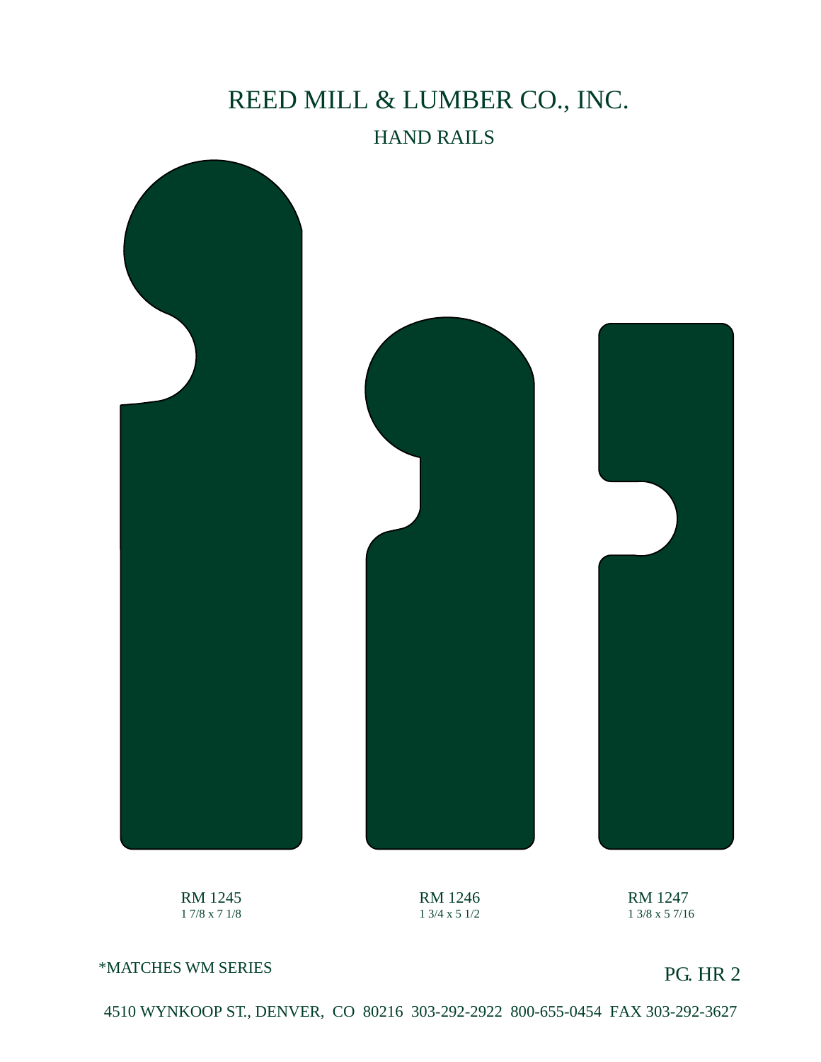# REED MILL & LUMBER CO., INC.

## HAND RAILS

RM 1245
1 7/8 x 7 1/8

RM 1246
1 3/4 x 5 1/2

RM 1247
1 3/8 x 5 7/16

*MATCHES WM SERIES

PG. HR 2

4510 WYNKOOP ST., DENVER, CO 80216 303-292-2922 800-655-0454 FAX 303-292-3627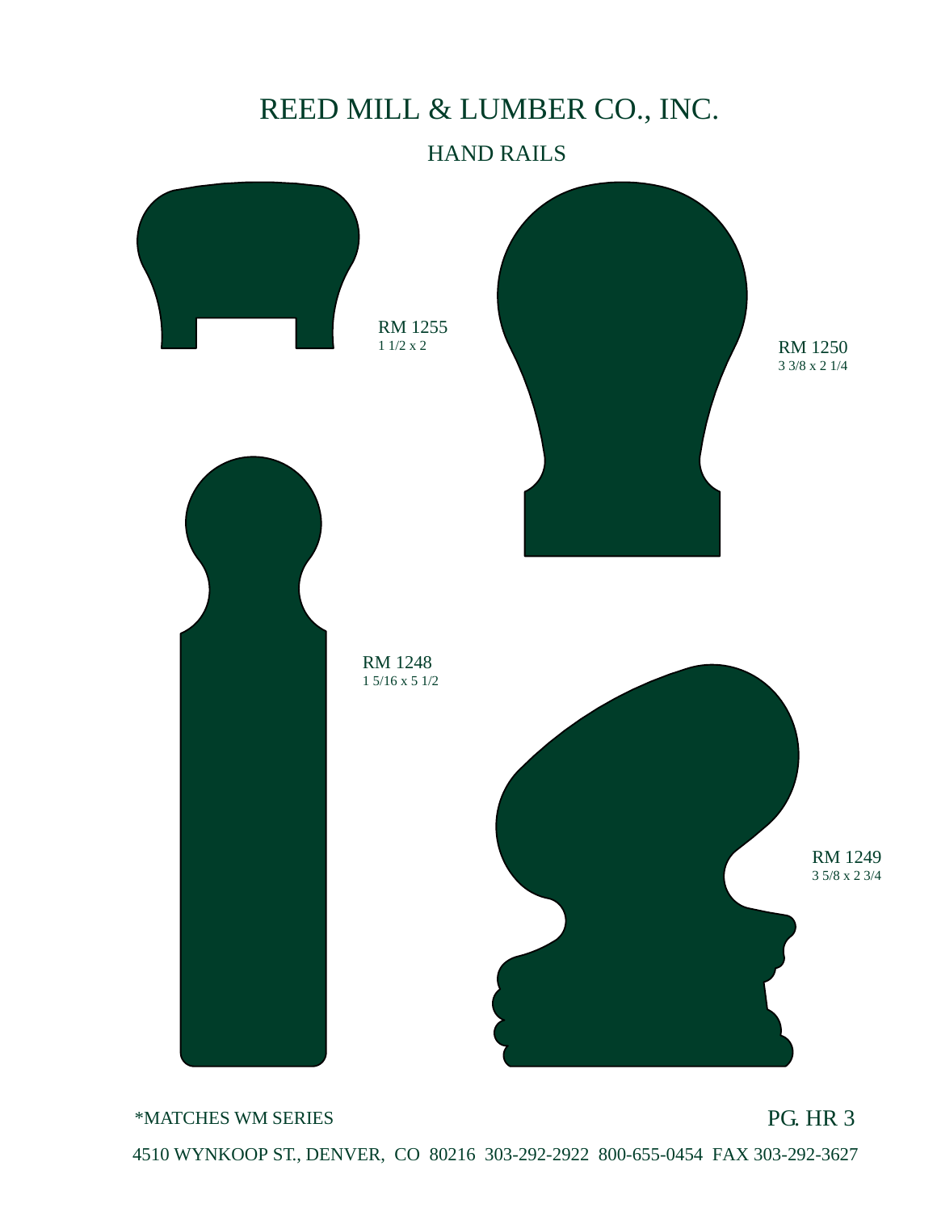# REED MILL & LUMBER CO., INC.

## HAND RAILS

RM 1255
1 1/2 x 2

RM 1250
3 3/8 x 2 1/4

RM 1248
1 5/16 x 5 1/2

RM 1249
3 5/8 x 2 3/4

*MATCHES WM SERIES

4510 WYNKOOP ST., DENVER, CO 80216 303-292-2922 800-655-0454 FAX 303-292-3627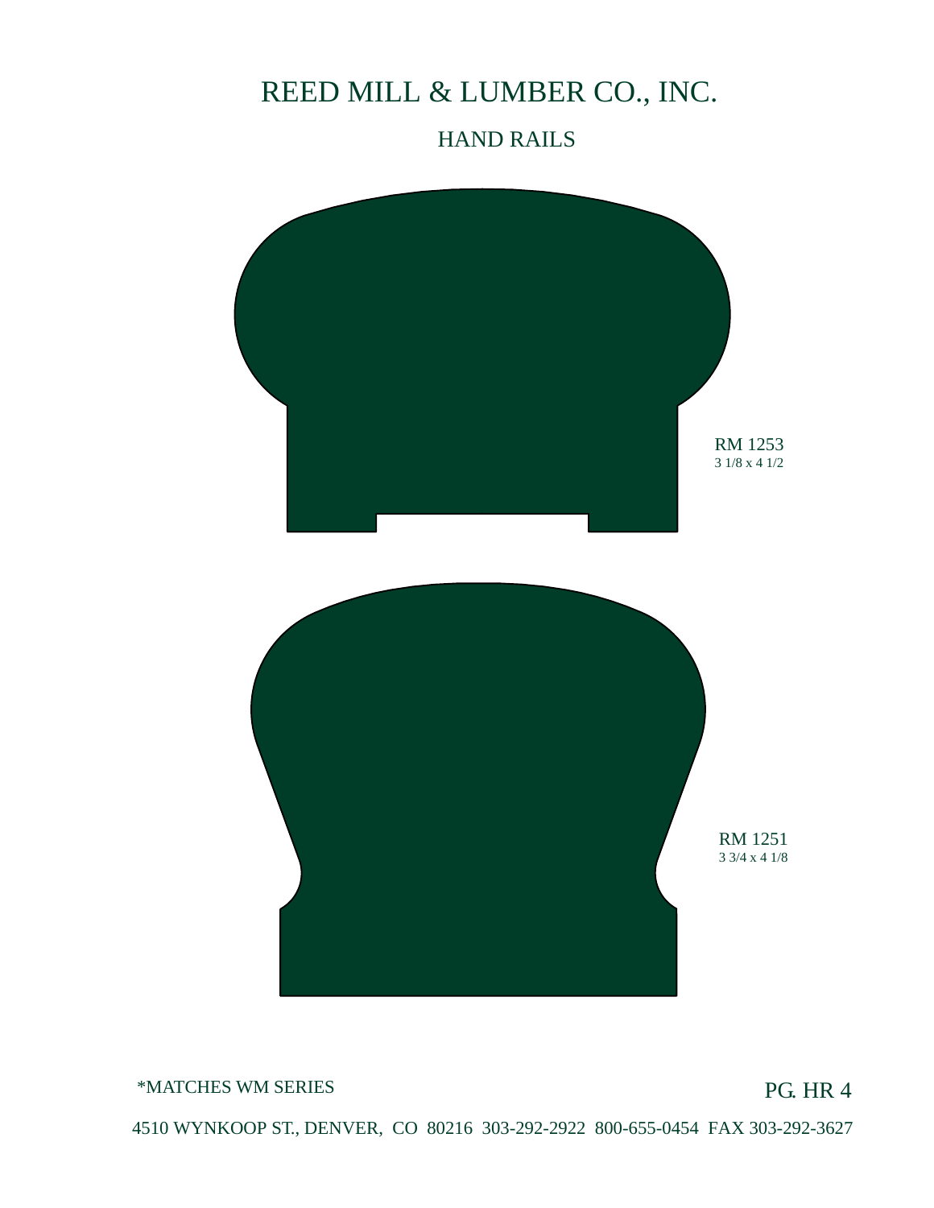# REED MILL & LUMBER CO., INC.

## HAND RAILS

RM 1253
3 1/8 x 4 1/2

RM 1251
3 3/4 x 4 1/8

*MATCHES WM SERIES

PG. HR 4

4510 WYNKOOP ST., DENVER, CO 80216 303-292-2922 800-655-0454 FAX 303-292-3627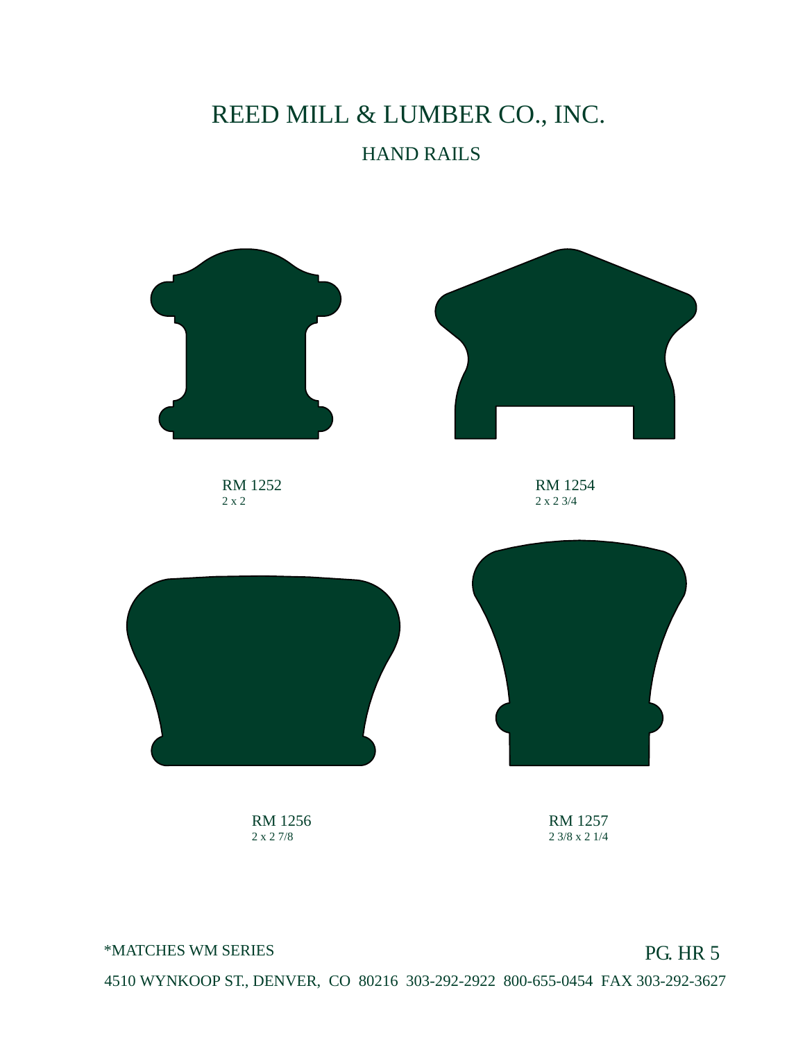# REED MILL & LUMBER CO., INC.

## HAND RAILS

RM 1252
2 x 2

RM 1254
2 x 2 3/4

RM 1256
2 x 2 7/8

RM 1257
2 3/8 x 2 1/4

*MATCHES WM SERIES

4510 WYNKOOP ST., DENVER, CO 80216 303-292-2922 800-655-0454 FAX 303-292-3627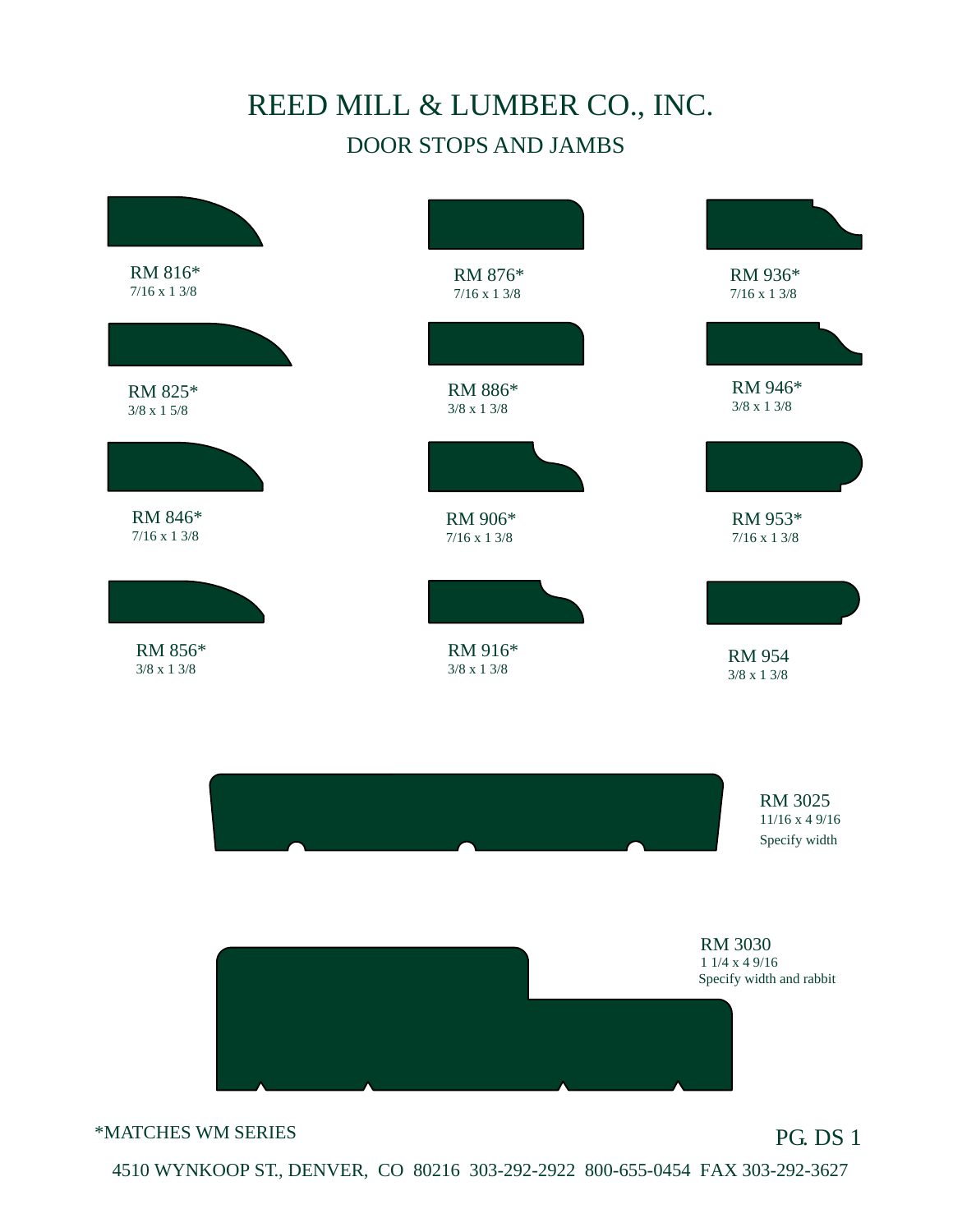# REED MILL & LUMBER CO., INC.

## DOOR STOPS AND JAMBS

RM 816*
7/16 x 1 3/8

RM 876*
7/16 x 1 3/8

RM 936*
7/16 x 1 3/8

RM 825*
3/8 x 1 5/8

RM 886*
3/8 x 1 3/8

RM 946*
3/8 x 1 3/8

RM 846*
7/16 x 1 3/8

RM 906*
7/16 x 1 3/8

RM 953*
7/16 x 1 3/8

RM 856*
3/8 x 1 3/8

RM 916*
3/8 x 1 3/8

RM 954
3/8 x 1 3/8

RM 3025
11/16 x 4 9/16
Specify width

RM 3030
1 1/4 x 4 9/16
Specify width and rabbit

*MATCHES WM SERIES

PG. DS 1

4510 WYNKOOP ST., DENVER, CO 80216 303-292-2922 800-655-0454 FAX 303-292-3627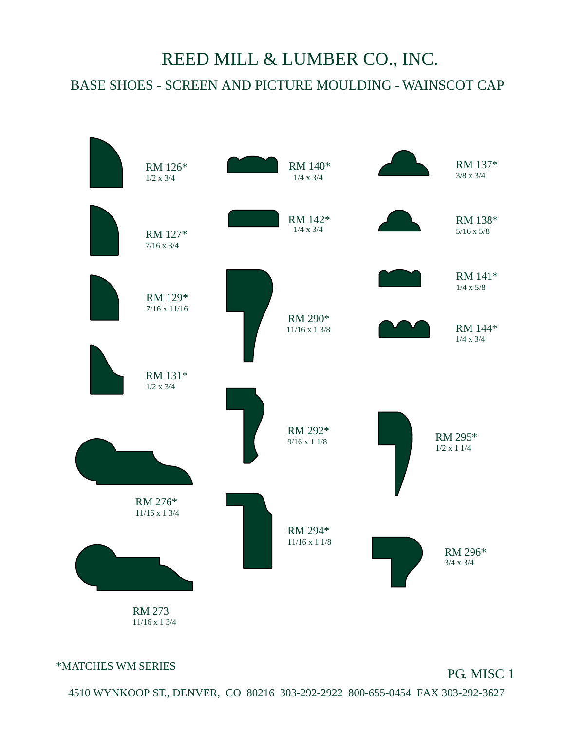# REED MILL & LUMBER CO., INC.

## BASE SHOES - SCREEN AND PICTURE MOULDING - WAINSCOT CAP

RM 126*
1/2 x 3/4

RM 127*
7/16 x 3/4

RM 129*
7/16 x 11/16

RM 131*
1/2 x 3/4

RM 276*
11/16 x 1 3/4

RM 273
11/16 x 1 3/4

RM 140*
1/4 x 3/4

RM 142*
1/4 x 3/4

RM 290*
11/16 x 1 3/8

RM 292*
9/16 x 1 1/8

RM 294*
11/16 x 1 1/8

RM 137*
3/8 x 3/4

RM 138*
5/16 x 5/8

RM 141*
1/4 x 5/8

RM 144*
1/4 x 3/4

RM 295*
1/2 x 1 1/4

RM 296*
3/4 x 3/4

*MATCHES WM SERIES

PG. MISC 1

4510 WYNKOOP ST., DENVER, CO 80216 303-292-2922 800-655-0454 FAX 303-292-3627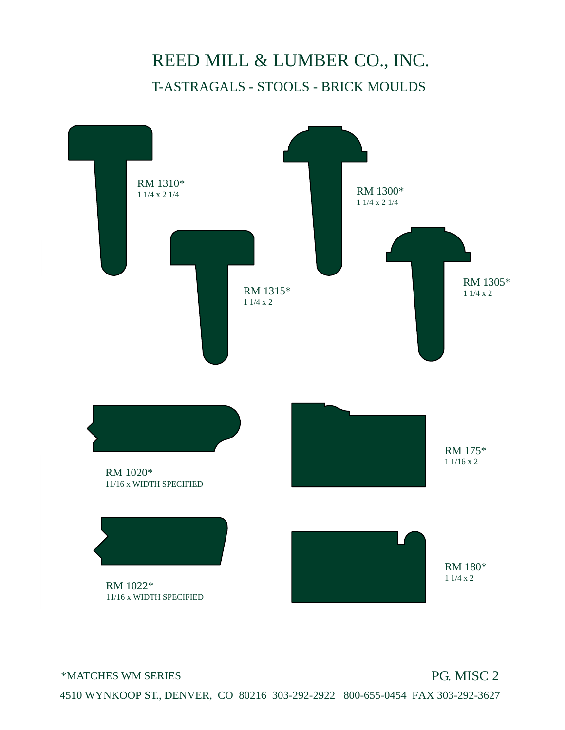# REED MILL & LUMBER CO., INC.

## T-ASTRAGALS - STOOLS - BRICK MOULDS

RM 1310*
1 1/4 x 2 1/4

RM 1300*
1 1/4 x 2 1/4

RM 1315*
1 1/4 x 2

RM 1305*
1 1/4 x 2

RM 1020*
11/16 x WIDTH SPECIFIED

RM 175*
1 1/16 x 2

RM 1022*
11/16 x WIDTH SPECIFIED

RM 180*
1 1/4 x 2

*MATCHES WM SERIES

PG. MISC 2

4510 WYNKOOP ST., DENVER, CO 80216 303-292-2922 800-655-0454 FAX 303-292-3627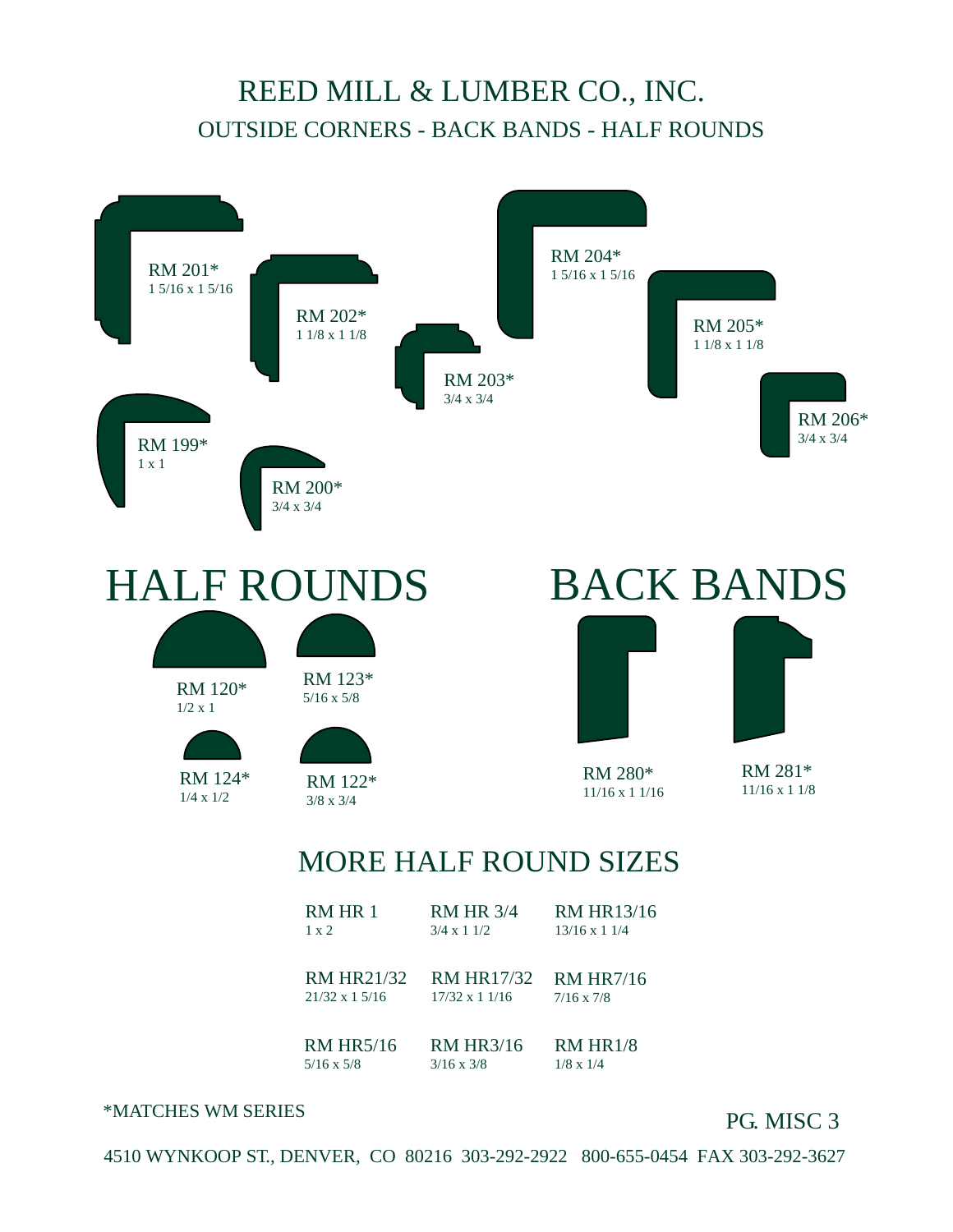# REED MILL & LUMBER CO., INC.

## OUTSIDE CORNERS - BACK BANDS - HALF ROUNDS

RM 201*
1 5/16 x 1 5/16

RM 202*
1 1/8 x 1 1/8

RM 203*
3/4 x 3/4

RM 204*
1 5/16 x 1 5/16

RM 205*
1 1/8 x 1 1/8

RM 206*
3/4 x 3/4

RM 199*
1 x 1

RM 200*
3/4 x 3/4

## HALF ROUNDS

RM 120*
1/2 x 1

RM 123*
5/16 x 5/8

RM 124*
1/4 x 1/2

RM 122*
3/8 x 3/4

## BACK BANDS

RM 280*
11/16 x 1 1/16

RM 281*
11/16 x 1 1/8

## MORE HALF ROUND SIZES

| | | |
|---|---|---|
| RM HR 1<br>1 x 2 | RM HR 3/4<br>3/4 x 1 1/2 | RM HR13/16<br>13/16 x 1 1/4 |
| RM HR21/32<br>21/32 x 1 5/16 | RM HR17/32<br>17/32 x 1 1/16 | RM HR7/16<br>7/16 x 7/8 |
| RM HR5/16<br>5/16 x 5/8 | RM HR3/16<br>3/16 x 3/8 | RM HR1/8<br>1/8 x 1/4 |

*MATCHES WM SERIES

PG. MISC 3

4510 WYNKOOP ST., DENVER, CO 80216 303-292-2922 800-655-0454 FAX 303-292-3627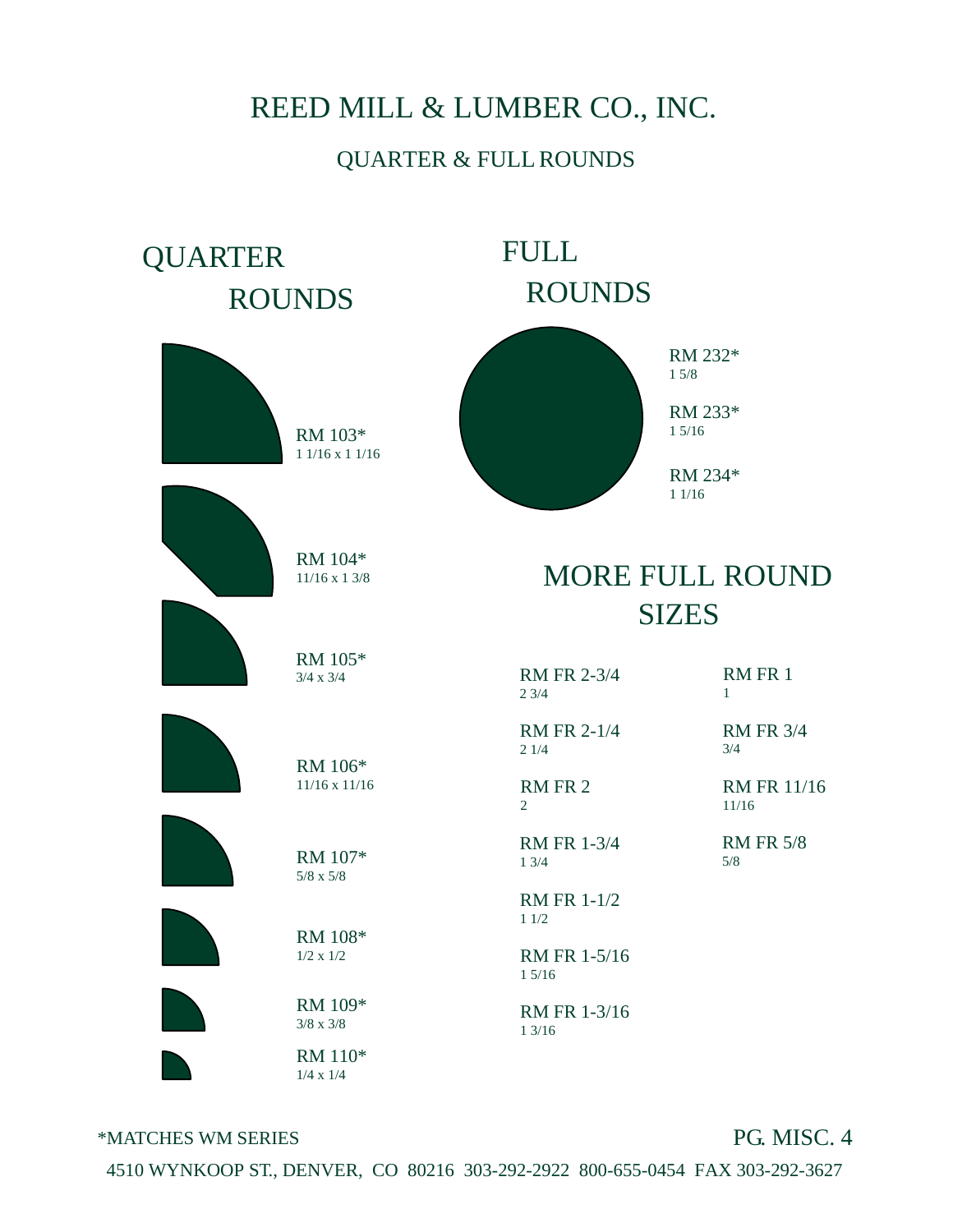# REED MILL & LUMBER CO., INC.

## QUARTER & FULL ROUNDS

## QUARTER ROUNDS

RM 103*
1 1/16 x 1 1/16

RM 104*
11/16 x 1 3/8

RM 105*
3/4 x 3/4

RM 106*
11/16 x 11/16

RM 107*
5/8 x 5/8

RM 108*
1/2 x 1/2

RM 109*
3/8 x 3/8

RM 110*
1/4 x 1/4

## FULL ROUNDS

RM 232*
1 5/8

RM 233*
1 5/16

RM 234*
1 1/16

## MORE FULL ROUND SIZES

RM FR 2-3/4
2 3/4

RM FR 2-1/4
2 1/4

RM FR 2
2

RM FR 1-3/4
1 3/4

RM FR 1-1/2
1 1/2

RM FR 1-5/16
1 5/16

RM FR 1-3/16
1 3/16

RM FR 1
1

RM FR 3/4
3/4

RM FR 11/16
11/16

RM FR 5/8
5/8

*MATCHES WM SERIES

PG. MISC. 4

4510 WYNKOOP ST., DENVER, CO 80216 303-292-2922 800-655-0454 FAX 303-292-3627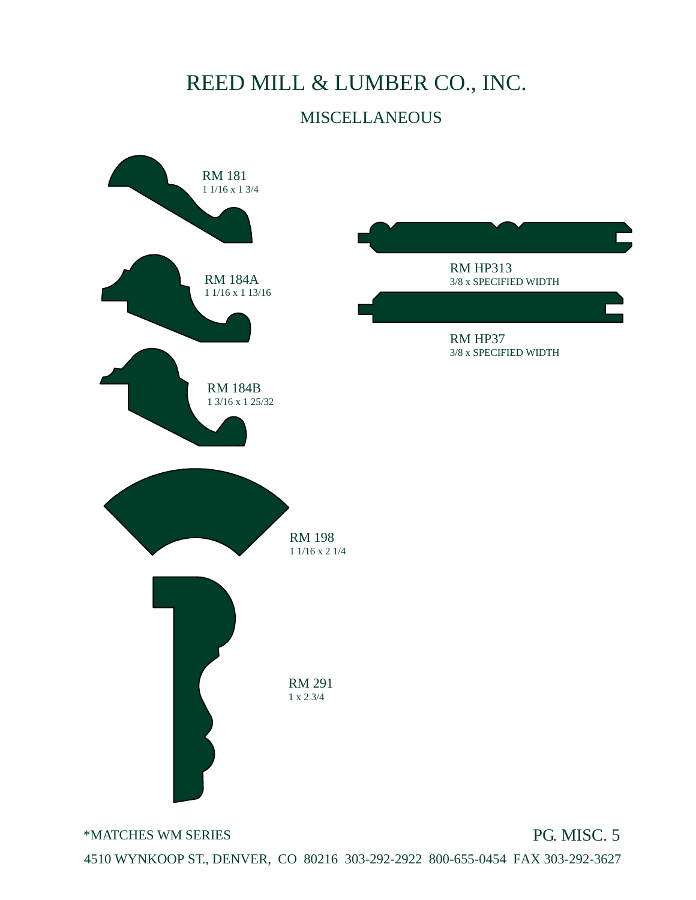# REED MILL & LUMBER CO., INC.

## MISCELLANEOUS

RM 181
1 1/16 x 1 3/4

RM 184A
1 1/16 x 1 13/16

RM 184B
1 3/16 x 1 25/32

RM 198
1 1/16 x 2 1/4

RM 291
1 x 2 3/4

RM HP313
3/8 x SPECIFIED WIDTH

RM HP37
3/8 x SPECIFIED WIDTH

*MATCHES WM SERIES

PG. MISC. 5

4510 WYNKOOP ST., DENVER, CO 80216 303-292-2922 800-655-0454 FAX 303-292-3627